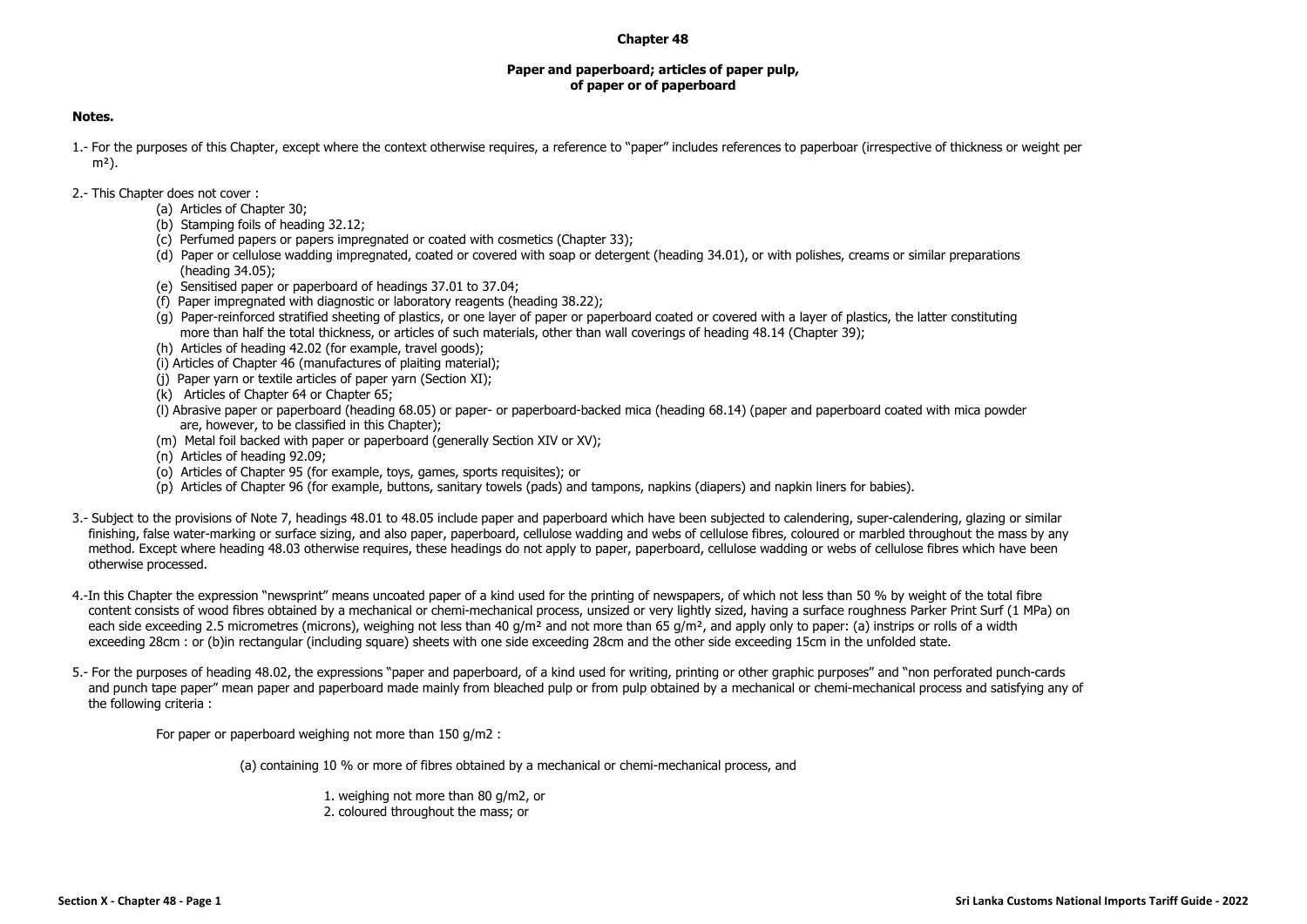# Chapter 48

## Paper and paperboard; articles of paper pulp, of paper or of paperboard

**Notes.**

1.- For the purposes of this Chapter, except where the context otherwise requires, a reference to "paper" includes references to paperboar (irrespective of thickness or weight per m²).

2.- This Chapter does not cover :

(a) Articles of Chapter 30;
(b) Stamping foils of heading 32.12;
(c) Perfumed papers or papers impregnated or coated with cosmetics (Chapter 33);
(d) Paper or cellulose wadding impregnated, coated or covered with soap or detergent (heading 34.01), or with polishes, creams or similar preparations (heading 34.05);
(e) Sensitised paper or paperboard of headings 37.01 to 37.04;
(f) Paper impregnated with diagnostic or laboratory reagents (heading 38.22);
(g) Paper-reinforced stratified sheeting of plastics, or one layer of paper or paperboard coated or covered with a layer of plastics, the latter constituting more than half the total thickness, or articles of such materials, other than wall coverings of heading 48.14 (Chapter 39);
(h) Articles of heading 42.02 (for example, travel goods);
(i) Articles of Chapter 46 (manufactures of plaiting material);
(j) Paper yarn or textile articles of paper yarn (Section XI);
(k) Articles of Chapter 64 or Chapter 65;
(l) Abrasive paper or paperboard (heading 68.05) or paper- or paperboard-backed mica (heading 68.14) (paper and paperboard coated with mica powder are, however, to be classified in this Chapter);
(m) Metal foil backed with paper or paperboard (generally Section XIV or XV);
(n) Articles of heading 92.09;
(o) Articles of Chapter 95 (for example, toys, games, sports requisites); or
(p) Articles of Chapter 96 (for example, buttons, sanitary towels (pads) and tampons, napkins (diapers) and napkin liners for babies).

3.- Subject to the provisions of Note 7, headings 48.01 to 48.05 include paper and paperboard which have been subjected to calendering, super-calendering, glazing or similar finishing, false water-marking or surface sizing, and also paper, paperboard, cellulose wadding and webs of cellulose fibres, coloured or marbled throughout the mass by any method. Except where heading 48.03 otherwise requires, these headings do not apply to paper, paperboard, cellulose wadding or webs of cellulose fibres which have been otherwise processed.

4.-In this Chapter the expression "newsprint" means uncoated paper of a kind used for the printing of newspapers, of which not less than 50 % by weight of the total fibre content consists of wood fibres obtained by a mechanical or chemi-mechanical process, unsized or very lightly sized, having a surface roughness Parker Print Surf (1 MPa) on each side exceeding 2.5 micrometres (microns), weighing not less than 40 g/m² and not more than 65 g/m², and apply only to paper: (a) instrips or rolls of a width exceeding 28cm : or (b)in rectangular (including square) sheets with one side exceeding 28cm and the other side exceeding 15cm in the unfolded state.

5.- For the purposes of heading 48.02, the expressions "paper and paperboard, of a kind used for writing, printing or other graphic purposes" and "non perforated punch-cards and punch tape paper" mean paper and paperboard made mainly from bleached pulp or from pulp obtained by a mechanical or chemi-mechanical process and satisfying any of the following criteria :

For paper or paperboard weighing not more than 150 g/m2 :

(a) containing 10 % or more of fibres obtained by a mechanical or chemi-mechanical process, and

1. weighing not more than 80 g/m2, or
2. coloured throughout the mass; or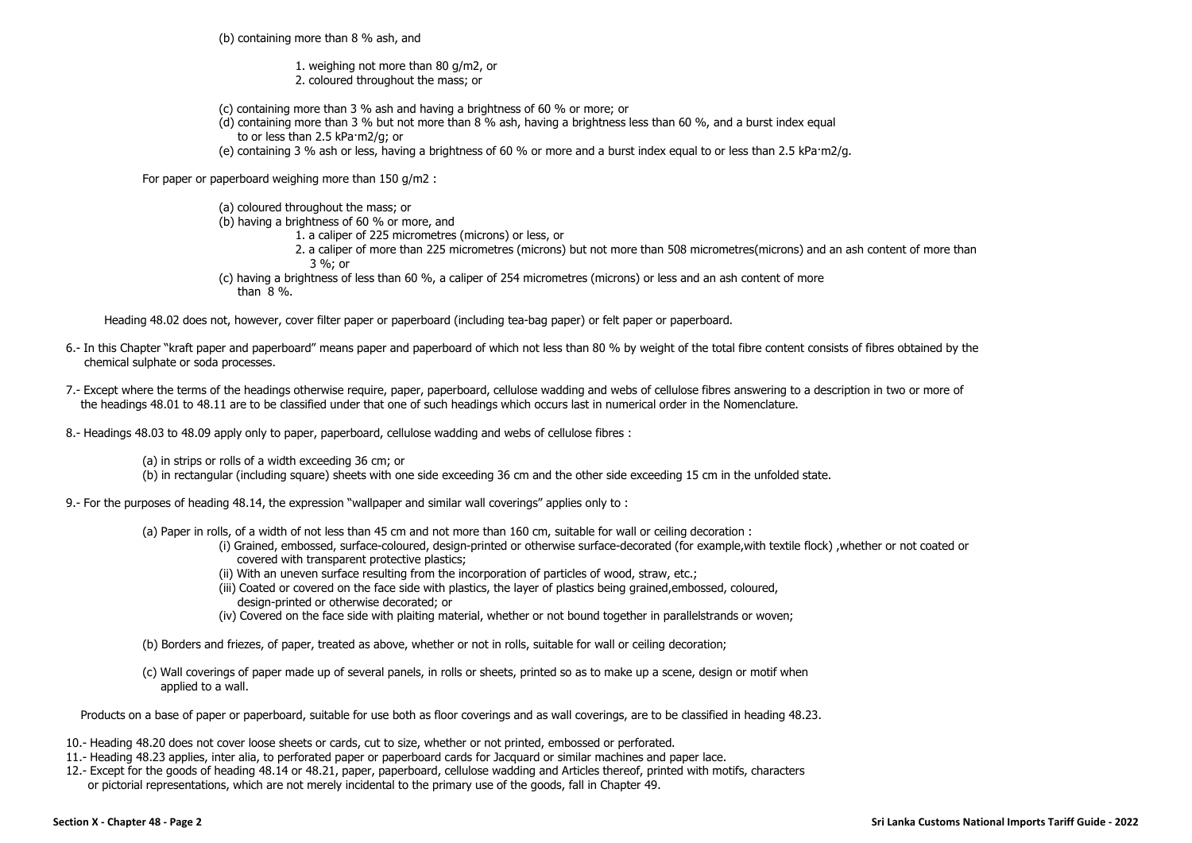(b) containing more than 8 % ash, and

1. weighing not more than 80 g/m2, or
2. coloured throughout the mass; or

(c) containing more than 3 % ash and having a brightness of 60 % or more; or

(d) containing more than 3 % but not more than 8 % ash, having a brightness less than 60 %, and a burst index equal to or less than 2.5 kPa·m2/g; or

(e) containing 3 % ash or less, having a brightness of 60 % or more and a burst index equal to or less than 2.5 kPa·m2/g.

For paper or paperboard weighing more than 150 g/m2 :

(a) coloured throughout the mass; or

(b) having a brightness of 60 % or more, and

1. a caliper of 225 micrometres (microns) or less, or
2. a caliper of more than 225 micrometres (microns) but not more than 508 micrometres(microns) and an ash content of more than 3 %; or

(c) having a brightness of less than 60 %, a caliper of 254 micrometres (microns) or less and an ash content of more than 8 %.

Heading 48.02 does not, however, cover filter paper or paperboard (including tea-bag paper) or felt paper or paperboard.

6.- In this Chapter "kraft paper and paperboard" means paper and paperboard of which not less than 80 % by weight of the total fibre content consists of fibres obtained by the chemical sulphate or soda processes.

7.- Except where the terms of the headings otherwise require, paper, paperboard, cellulose wadding and webs of cellulose fibres answering to a description in two or more of the headings 48.01 to 48.11 are to be classified under that one of such headings which occurs last in numerical order in the Nomenclature.

8.- Headings 48.03 to 48.09 apply only to paper, paperboard, cellulose wadding and webs of cellulose fibres :

(a) in strips or rolls of a width exceeding 36 cm; or

(b) in rectangular (including square) sheets with one side exceeding 36 cm and the other side exceeding 15 cm in the unfolded state.

9.- For the purposes of heading 48.14, the expression "wallpaper and similar wall coverings" applies only to :

(a) Paper in rolls, of a width of not less than 45 cm and not more than 160 cm, suitable for wall or ceiling decoration :

(i) Grained, embossed, surface-coloured, design-printed or otherwise surface-decorated (for example,with textile flock) ,whether or not coated or covered with transparent protective plastics;

(ii) With an uneven surface resulting from the incorporation of particles of wood, straw, etc.;

(iii) Coated or covered on the face side with plastics, the layer of plastics being grained,embossed, coloured, design-printed or otherwise decorated; or

(iv) Covered on the face side with plaiting material, whether or not bound together in parallelstrands or woven;

(b) Borders and friezes, of paper, treated as above, whether or not in rolls, suitable for wall or ceiling decoration;

(c) Wall coverings of paper made up of several panels, in rolls or sheets, printed so as to make up a scene, design or motif when applied to a wall.

Products on a base of paper or paperboard, suitable for use both as floor coverings and as wall coverings, are to be classified in heading 48.23.

10.- Heading 48.20 does not cover loose sheets or cards, cut to size, whether or not printed, embossed or perforated.

11.- Heading 48.23 applies, inter alia, to perforated paper or paperboard cards for Jacquard or similar machines and paper lace.

12.- Except for the goods of heading 48.14 or 48.21, paper, paperboard, cellulose wadding and Articles thereof, printed with motifs, characters or pictorial representations, which are not merely incidental to the primary use of the goods, fall in Chapter 49.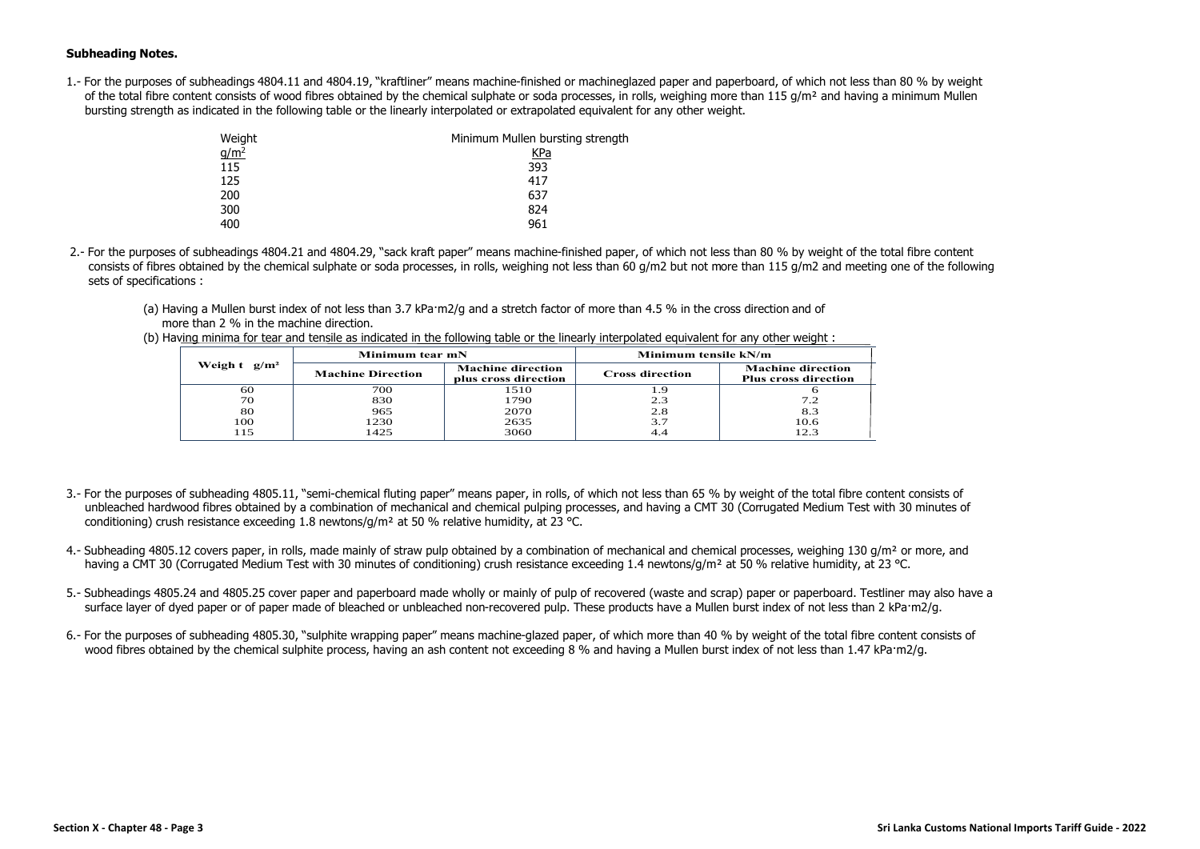**Subheading Notes.**

1.- For the purposes of subheadings 4804.11 and 4804.19, "kraftliner" means machine-finished or machineglazed paper and paperboard, of which not less than 80 % by weight of the total fibre content consists of wood fibres obtained by the chemical sulphate or soda processes, in rolls, weighing more than 115 g/m² and having a minimum Mullen bursting strength as indicated in the following table or the linearly interpolated or extrapolated equivalent for any other weight.

| Weight g/m² | Minimum Mullen bursting strength KPa |
|---|---|
| 115 | 393 |
| 125 | 417 |
| 200 | 637 |
| 300 | 824 |
| 400 | 961 |

2.- For the purposes of subheadings 4804.21 and 4804.29, "sack kraft paper" means machine-finished paper, of which not less than 80 % by weight of the total fibre content consists of fibres obtained by the chemical sulphate or soda processes, in rolls, weighing not less than 60 g/m2 but not more than 115 g/m2 and meeting one of the following sets of specifications :

(a) Having a Mullen burst index of not less than 3.7 kPa·m2/g and a stretch factor of more than 4.5 % in the cross direction and of more than 2 % in the machine direction.

(b) Having minima for tear and tensile as indicated in the following table or the linearly interpolated equivalent for any other weight :

| Weigh t g/m² | Minimum tear mN | | Minimum tensile kN/m | |
|---|---|---|---|---|
| | Machine Direction | Machine direction plus cross direction | Cross direction | Machine direction Plus cross direction |
| 60 | 700 | 1510 | 1.9 | 6 |
| 70 | 830 | 1790 | 2.3 | 7.2 |
| 80 | 965 | 2070 | 2.8 | 8.3 |
| 100 | 1230 | 2635 | 3.7 | 10.6 |
| 115 | 1425 | 3060 | 4.4 | 12.3 |

3.- For the purposes of subheading 4805.11, "semi-chemical fluting paper" means paper, in rolls, of which not less than 65 % by weight of the total fibre content consists of unbleached hardwood fibres obtained by a combination of mechanical and chemical pulping processes, and having a CMT 30 (Corrugated Medium Test with 30 minutes of conditioning) crush resistance exceeding 1.8 newtons/g/m² at 50 % relative humidity, at 23 °C.

4.- Subheading 4805.12 covers paper, in rolls, made mainly of straw pulp obtained by a combination of mechanical and chemical processes, weighing 130 g/m² or more, and having a CMT 30 (Corrugated Medium Test with 30 minutes of conditioning) crush resistance exceeding 1.4 newtons/g/m² at 50 % relative humidity, at 23 °C.

5.- Subheadings 4805.24 and 4805.25 cover paper and paperboard made wholly or mainly of pulp of recovered (waste and scrap) paper or paperboard. Testliner may also have a surface layer of dyed paper or of paper made of bleached or unbleached non-recovered pulp. These products have a Mullen burst index of not less than 2 kPa·m2/g.

6.- For the purposes of subheading 4805.30, "sulphite wrapping paper" means machine-glazed paper, of which more than 40 % by weight of the total fibre content consists of wood fibres obtained by the chemical sulphite process, having an ash content not exceeding 8 % and having a Mullen burst index of not less than 1.47 kPa·m2/g.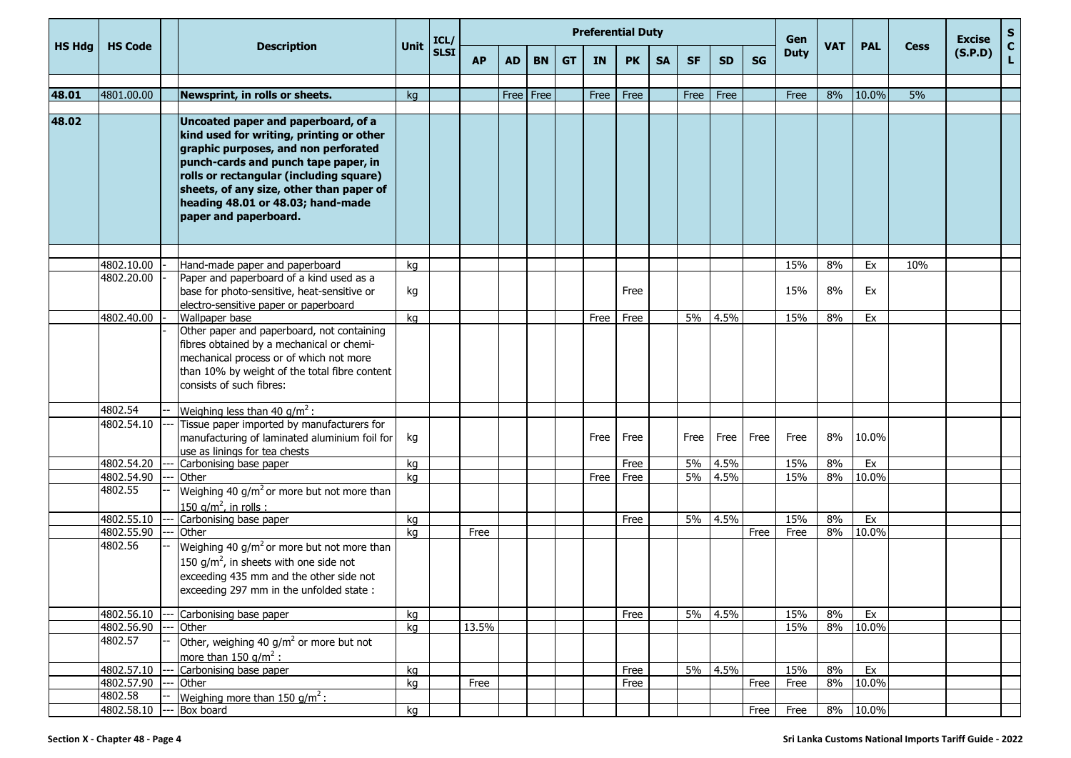| HS Hdg | HS Code | | Description | Unit | ICL/ SLSI | Preferential Duty | | | | | | | | | | Gen Duty | VAT | PAL | Cess | Excise (S.P.D) | SCL |
|---|---|---|---|---|---|---|---|---|---|---|---|---|---|---|---|---|---|---|---|---|---|
| | | | | | | AP | AD | BN | GT | IN | PK | SA | SF | SD | SG | | | | | | |
| **48.01** | 4801.00.00 | | **Newsprint, in rolls or sheets.** | kg | | | Free | Free | | Free | Free | | Free | Free | | Free | 8% | 10.0% | 5% | | |
| **48.02** | | | **Uncoated paper and paperboard, of a kind used for writing, printing or other graphic purposes, and non perforated punch-cards and punch tape paper, in rolls or rectangular (including square) sheets, of any size, other than paper of heading 48.01 or 48.03; hand-made paper and paperboard.** | | | | | | | | | | | | | | | | | | |
| | 4802.10.00 | - | Hand-made paper and paperboard | kg | | | | | | | | | | | | 15% | 8% | Ex | 10% | | |
| | 4802.20.00 | - | Paper and paperboard of a kind used as a base for photo-sensitive, heat-sensitive or electro-sensitive paper or paperboard | kg | | | | | | | Free | | | | | 15% | 8% | Ex | | | |
| | 4802.40.00 | - | Wallpaper base | kg | | | | | | Free | Free | | 5% | 4.5% | | 15% | 8% | Ex | | | |
| | | - | Other paper and paperboard, not containing fibres obtained by a mechanical or chemi-mechanical process or of which not more than 10% by weight of the total fibre content consists of such fibres: | | | | | | | | | | | | | | | | | | |
| | 4802.54 | -- | Weighing less than 40 g/m$^2$ : | | | | | | | | | | | | | | | | | | |
| | 4802.54.10 | --- | Tissue paper imported by manufacturers for manufacturing of laminated aluminium foil for use as linings for tea chests | kg | | | | | | Free | Free | | Free | Free | Free | Free | 8% | 10.0% | | | |
| | 4802.54.20 | --- | Carbonising base paper | kg | | | | | | | Free | | 5% | 4.5% | | 15% | 8% | Ex | | | |
| | 4802.54.90 | --- | Other | kg | | | | | | Free | Free | | 5% | 4.5% | | 15% | 8% | 10.0% | | | |
| | 4802.55 | -- | Weighing 40 g/m$^2$ or more but not more than 150 g/m$^2$, in rolls : | | | | | | | | | | | | | | | | | | |
| | 4802.55.10 | --- | Carbonising base paper | kg | | | | | | | Free | | 5% | 4.5% | | 15% | 8% | Ex | | | |
| | 4802.55.90 | --- | Other | kg | | Free | | | | | | | | | Free | Free | 8% | 10.0% | | | |
| | 4802.56 | -- | Weighing 40 g/m$^2$ or more but not more than 150 g/m$^2$, in sheets with one side not exceeding 435 mm and the other side not exceeding 297 mm in the unfolded state : | | | | | | | | | | | | | | | | | | |
| | 4802.56.10 | --- | Carbonising base paper | kg | | | | | | | Free | | 5% | 4.5% | | 15% | 8% | Ex | | | |
| | 4802.56.90 | --- | Other | kg | | 13.5% | | | | | | | | | | 15% | 8% | 10.0% | | | |
| | 4802.57 | -- | Other, weighing 40 g/m$^2$ or more but not more than 150 g/m$^2$ : | | | | | | | | | | | | | | | | | | |
| | 4802.57.10 | --- | Carbonising base paper | kg | | | | | | | Free | | 5% | 4.5% | | 15% | 8% | Ex | | | |
| | 4802.57.90 | --- | Other | kg | | Free | | | | | Free | | | | Free | Free | 8% | 10.0% | | | |
| | 4802.58 | -- | Weighing more than 150 g/m$^2$ : | | | | | | | | | | | | | | | | | | |
| | 4802.58.10 | --- | Box board | kg | | | | | | | | | | | Free | Free | 8% | 10.0% | | | |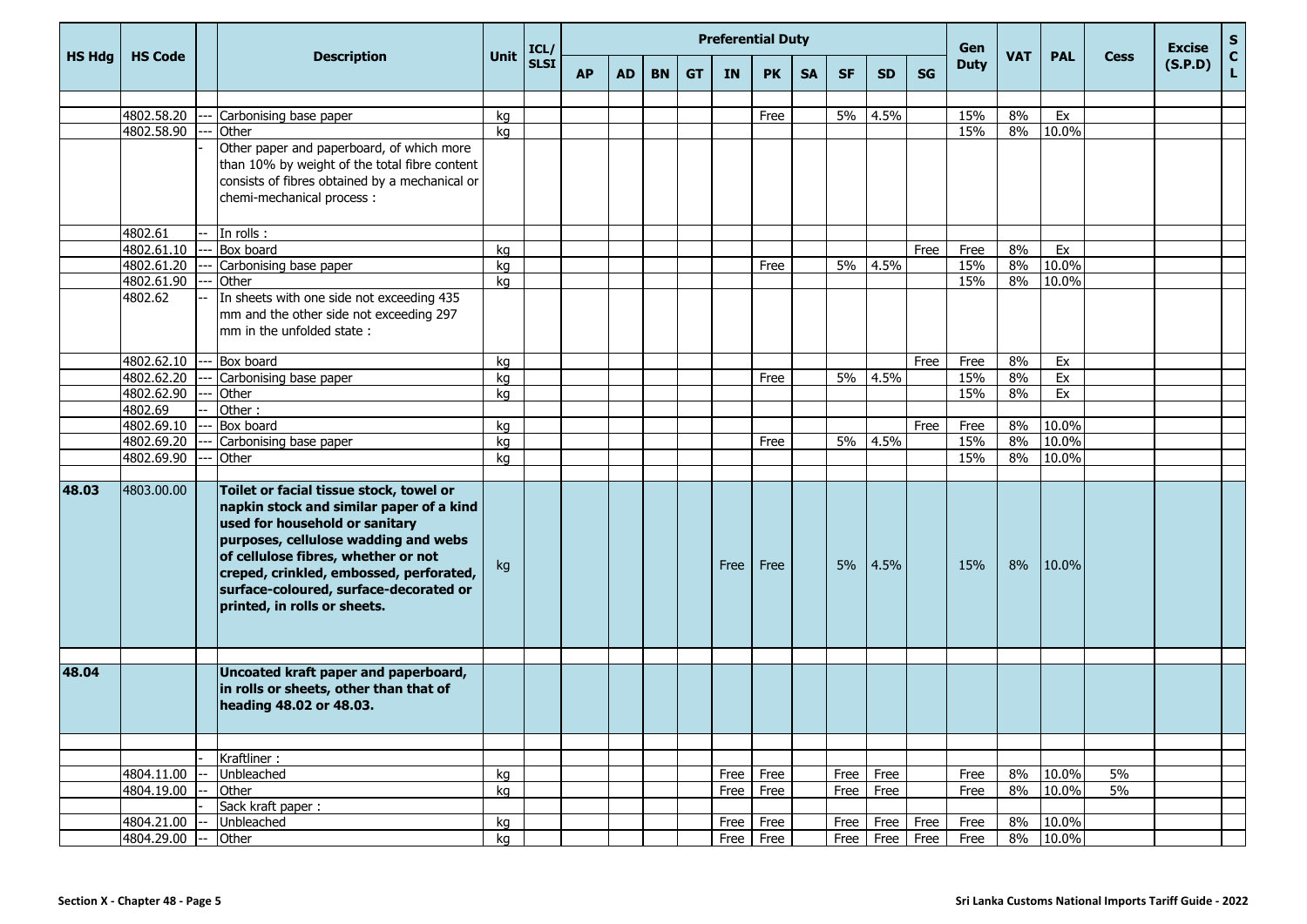| HS Hdg | HS Code | | Description | Unit | ICL/ SLSI | Preferential Duty | | | | | | | | | | Gen Duty | VAT | PAL | Cess | Excise (S.P.D) | S C L |
|---|---|---|---|---|---|---|---|---|---|---|---|---|---|---|---|---|---|---|---|---|---|
| | | | | | | AP | AD | BN | GT | IN | PK | SA | SF | SD | SG | | | | | | |
| | 4802.58.20 | --- | Carbonising base paper | kg | | | | | | | Free | | 5% | 4.5% | | 15% | 8% | Ex | | | |
| | 4802.58.90 | --- | Other | kg | | | | | | | | | | | | 15% | 8% | 10.0% | | | |
| | | - | Other paper and paperboard, of which more than 10% by weight of the total fibre content consists of fibres obtained by a mechanical or chemi-mechanical process : | | | | | | | | | | | | | | | | | | |
| | 4802.61 | -- | In rolls : | | | | | | | | | | | | | | | | | | |
| | 4802.61.10 | --- | Box board | kg | | | | | | | | | | | Free | Free | 8% | Ex | | | |
| | 4802.61.20 | --- | Carbonising base paper | kg | | | | | | | Free | | 5% | 4.5% | | 15% | 8% | 10.0% | | | |
| | 4802.61.90 | --- | Other | kg | | | | | | | | | | | | 15% | 8% | 10.0% | | | |
| | 4802.62 | -- | In sheets with one side not exceeding 435 mm and the other side not exceeding 297 mm in the unfolded state : | | | | | | | | | | | | | | | | | | |
| | 4802.62.10 | --- | Box board | kg | | | | | | | | | | | Free | Free | 8% | Ex | | | |
| | 4802.62.20 | --- | Carbonising base paper | kg | | | | | | | Free | | 5% | 4.5% | | 15% | 8% | Ex | | | |
| | 4802.62.90 | --- | Other | kg | | | | | | | | | | | | 15% | 8% | Ex | | | |
| | 4802.69 | -- | Other : | | | | | | | | | | | | | | | | | | |
| | 4802.69.10 | --- | Box board | kg | | | | | | | | | | | Free | Free | 8% | 10.0% | | | |
| | 4802.69.20 | --- | Carbonising base paper | kg | | | | | | | Free | | 5% | 4.5% | | 15% | 8% | 10.0% | | | |
| | 4802.69.90 | --- | Other | kg | | | | | | | | | | | | 15% | 8% | 10.0% | | | |
| **48.03** | 4803.00.00 | | **Toilet or facial tissue stock, towel or napkin stock and similar paper of a kind used for household or sanitary purposes, cellulose wadding and webs of cellulose fibres, whether or not creped, crinkled, embossed, perforated, surface-coloured, surface-decorated or printed, in rolls or sheets.** | kg | | | | | | Free | Free | | 5% | 4.5% | | 15% | 8% | 10.0% | | | |
| **48.04** | | | **Uncoated kraft paper and paperboard, in rolls or sheets, other than that of heading 48.02 or 48.03.** | | | | | | | | | | | | | | | | | | |
| | | - | Kraftliner : | | | | | | | | | | | | | | | | | | |
| | 4804.11.00 | -- | Unbleached | kg | | | | | | Free | Free | | Free | Free | | Free | 8% | 10.0% | 5% | | |
| | 4804.19.00 | -- | Other | kg | | | | | | Free | Free | | Free | Free | | Free | 8% | 10.0% | 5% | | |
| | | - | Sack kraft paper : | | | | | | | | | | | | | | | | | | |
| | 4804.21.00 | -- | Unbleached | kg | | | | | | Free | Free | | Free | Free | Free | Free | 8% | 10.0% | | | |
| | 4804.29.00 | -- | Other | kg | | | | | | Free | Free | | Free | Free | Free | Free | 8% | 10.0% | | | |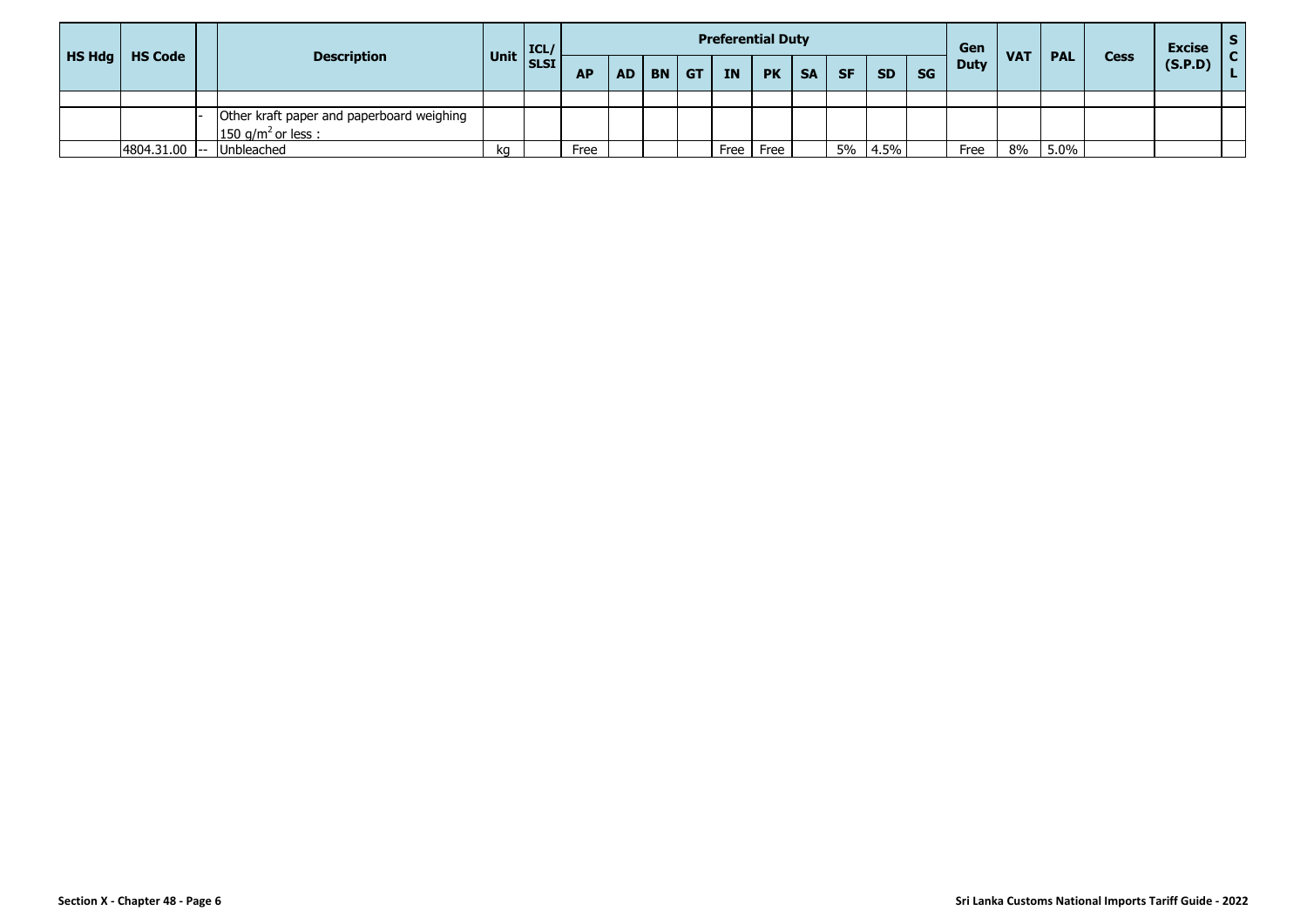| HS Hdg | HS Code | | Description | Unit | ICL/ SLSI | Preferential Duty | | | | | | | | | | Gen Duty | VAT | PAL | Cess | Excise (S.P.D) | S C L |
|---|---|---|---|---|---|---|---|---|---|---|---|---|---|---|---|---|---|---|---|---|---|
| | | | | | | AP | AD | BN | GT | IN | PK | SA | SF | SD | SG | | | | | | |
| | | | | | | | | | | | | | | | | | | | | | |
| | | - | Other kraft paper and paperboard weighing 150 g/m$^2$ or less : | | | | | | | | | | | | | | | | | | |
| | 4804.31.00 | -- | Unbleached | kg | | Free | | | | Free | Free | | 5% | 4.5% | | Free | 8% | 5.0% | | | |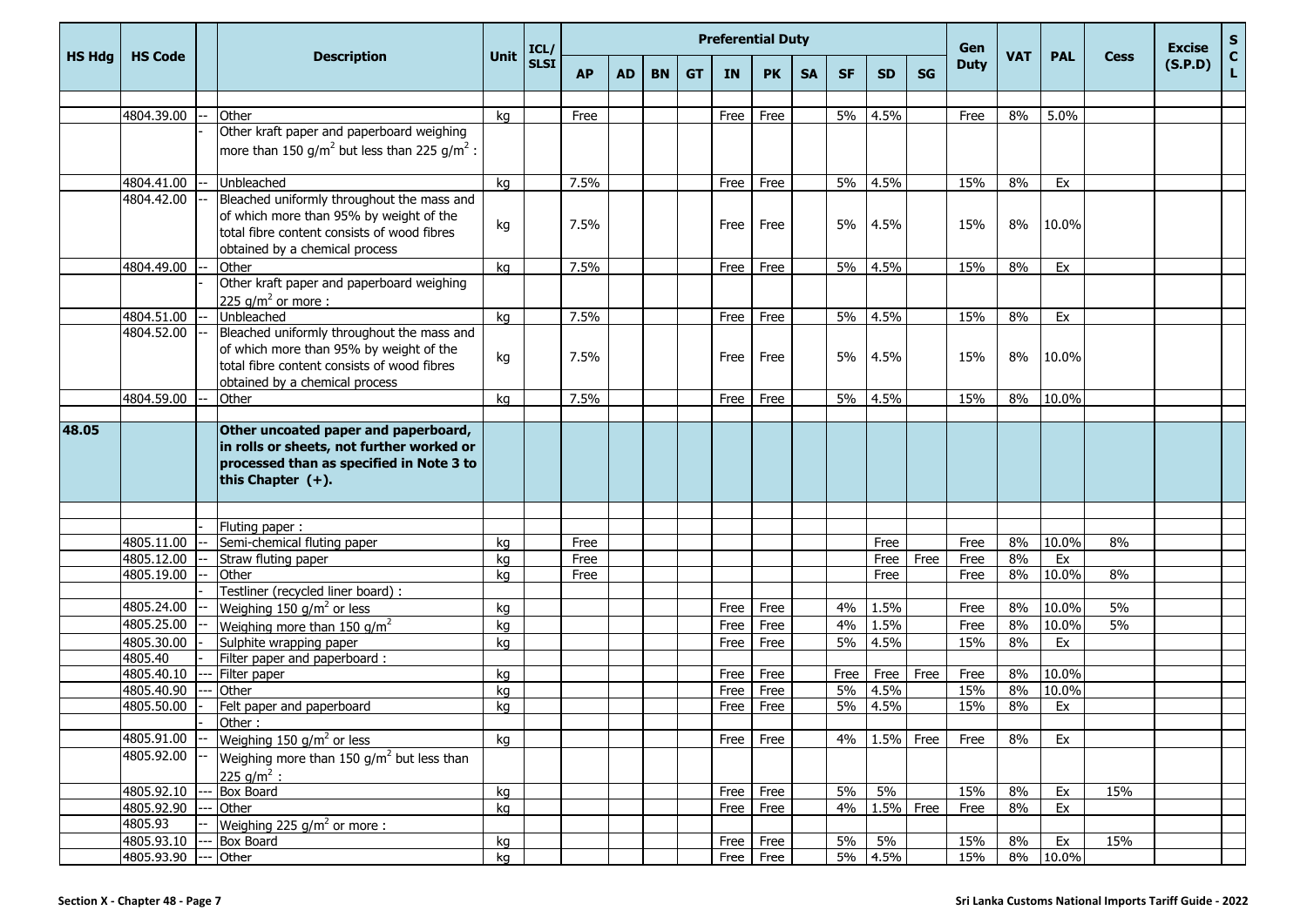| HS Hdg | HS Code | | Description | Unit | ICL/ SLSI | Preferential Duty | | | | | | | | | | Gen Duty | VAT | PAL | Cess | Excise (S.P.D) | S C L |
|---|---|---|---|---|---|---|---|---|---|---|---|---|---|---|---|---|---|---|---|---|---|
| | | | | | | AP | AD | BN | GT | IN | PK | SA | SF | SD | SG | | | | | | |
| | | | | | | | | | | | | | | | | | | | | | |
| | 4804.39.00 | -- | Other | kg | | Free | | | | Free | Free | | 5% | 4.5% | | Free | 8% | 5.0% | | | |
| | | - | Other kraft paper and paperboard weighing more than 150 g/m$^2$ but less than 225 g/m$^2$ : | | | | | | | | | | | | | | | | | | |
| | 4804.41.00 | -- | Unbleached | kg | | 7.5% | | | | Free | Free | | 5% | 4.5% | | 15% | 8% | Ex | | | |
| | 4804.42.00 | -- | Bleached uniformly throughout the mass and of which more than 95% by weight of the total fibre content consists of wood fibres obtained by a chemical process | kg | | 7.5% | | | | Free | Free | | 5% | 4.5% | | 15% | 8% | 10.0% | | | |
| | 4804.49.00 | -- | Other | kg | | 7.5% | | | | Free | Free | | 5% | 4.5% | | 15% | 8% | Ex | | | |
| | | - | Other kraft paper and paperboard weighing 225 g/m$^2$ or more : | | | | | | | | | | | | | | | | | | |
| | 4804.51.00 | -- | Unbleached | kg | | 7.5% | | | | Free | Free | | 5% | 4.5% | | 15% | 8% | Ex | | | |
| | 4804.52.00 | -- | Bleached uniformly throughout the mass and of which more than 95% by weight of the total fibre content consists of wood fibres obtained by a chemical process | kg | | 7.5% | | | | Free | Free | | 5% | 4.5% | | 15% | 8% | 10.0% | | | |
| | 4804.59.00 | -- | Other | kg | | 7.5% | | | | Free | Free | | 5% | 4.5% | | 15% | 8% | 10.0% | | | |
| | | | | | | | | | | | | | | | | | | | | | |
| **48.05** | | | **Other uncoated paper and paperboard, in rolls or sheets, not further worked or processed than as specified in Note 3 to this Chapter (+).** | | | | | | | | | | | | | | | | | | |
| | | | | | | | | | | | | | | | | | | | | | |
| | | - | Fluting paper : | | | | | | | | | | | | | | | | | | |
| | 4805.11.00 | -- | Semi-chemical fluting paper | kg | | Free | | | | | | | | Free | | Free | 8% | 10.0% | 8% | | |
| | 4805.12.00 | -- | Straw fluting paper | kg | | Free | | | | | | | | Free | Free | Free | 8% | Ex | | | |
| | 4805.19.00 | -- | Other | kg | | Free | | | | | | | | Free | | Free | 8% | 10.0% | 8% | | |
| | | - | Testliner (recycled liner board) : | | | | | | | | | | | | | | | | | | |
| | 4805.24.00 | -- | Weighing 150 g/m$^2$ or less | kg | | | | | | Free | Free | | 4% | 1.5% | | Free | 8% | 10.0% | 5% | | |
| | 4805.25.00 | -- | Weighing more than 150 g/m$^2$ | kg | | | | | | Free | Free | | 4% | 1.5% | | Free | 8% | 10.0% | 5% | | |
| | 4805.30.00 | - | Sulphite wrapping paper | kg | | | | | | Free | Free | | 5% | 4.5% | | 15% | 8% | Ex | | | |
| | 4805.40 | - | Filter paper and paperboard : | | | | | | | | | | | | | | | | | | |
| | 4805.40.10 | --- | Filter paper | kg | | | | | | Free | Free | | Free | Free | Free | Free | 8% | 10.0% | | | |
| | 4805.40.90 | --- | Other | kg | | | | | | Free | Free | | 5% | 4.5% | | 15% | 8% | 10.0% | | | |
| | 4805.50.00 | - | Felt paper and paperboard | kg | | | | | | Free | Free | | 5% | 4.5% | | 15% | 8% | Ex | | | |
| | | - | Other : | | | | | | | | | | | | | | | | | | |
| | 4805.91.00 | -- | Weighing 150 g/m$^2$ or less | kg | | | | | | Free | Free | | 4% | 1.5% | Free | Free | 8% | Ex | | | |
| | 4805.92.00 | -- | Weighing more than 150 g/m$^2$ but less than 225 g/m$^2$ : | | | | | | | | | | | | | | | | | | |
| | 4805.92.10 | --- | Box Board | kg | | | | | | Free | Free | | 5% | 5% | | 15% | 8% | Ex | 15% | | |
| | 4805.92.90 | --- | Other | kg | | | | | | Free | Free | | 4% | 1.5% | Free | Free | 8% | Ex | | | |
| | 4805.93 | -- | Weighing 225 g/m$^2$ or more : | | | | | | | | | | | | | | | | | | |
| | 4805.93.10 | --- | Box Board | kg | | | | | | Free | Free | | 5% | 5% | | 15% | 8% | Ex | 15% | | |
| | 4805.93.90 | --- | Other | kg | | | | | | Free | Free | | 5% | 4.5% | | 15% | 8% | 10.0% | | | |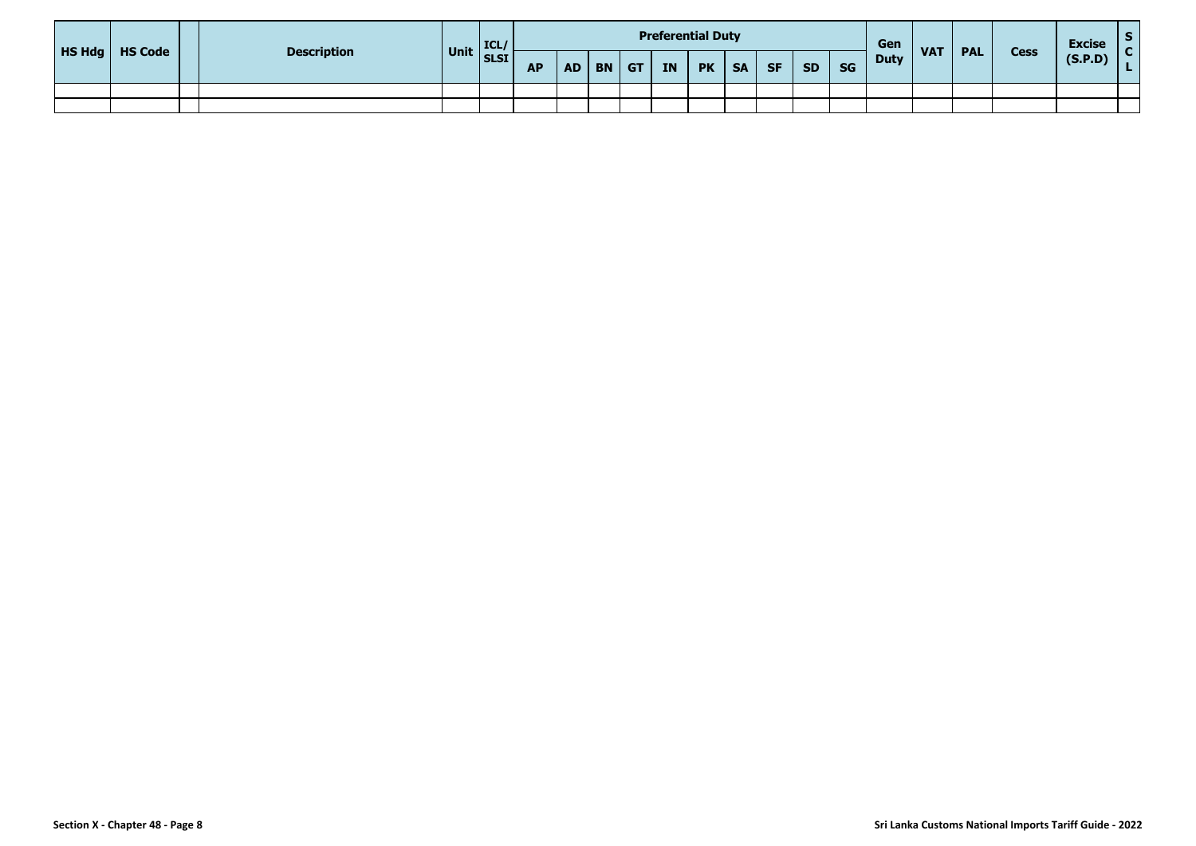| HS Hdg | HS Code | | Description | Unit | ICL/ SLSI | Preferential Duty | | | | | | | | | | Gen Duty | VAT | PAL | Cess | Excise (S.P.D) | S C L |
|---|---|---|---|---|---|---|---|---|---|---|---|---|---|---|---|---|---|---|---|---|---|
| | | | | | | AP | AD | BN | GT | IN | PK | SA | SF | SD | SG | | | | | | |
| | | | | | | | | | | | | | | | | | | | | | |
| | | | | | | | | | | | | | | | | | | | | | |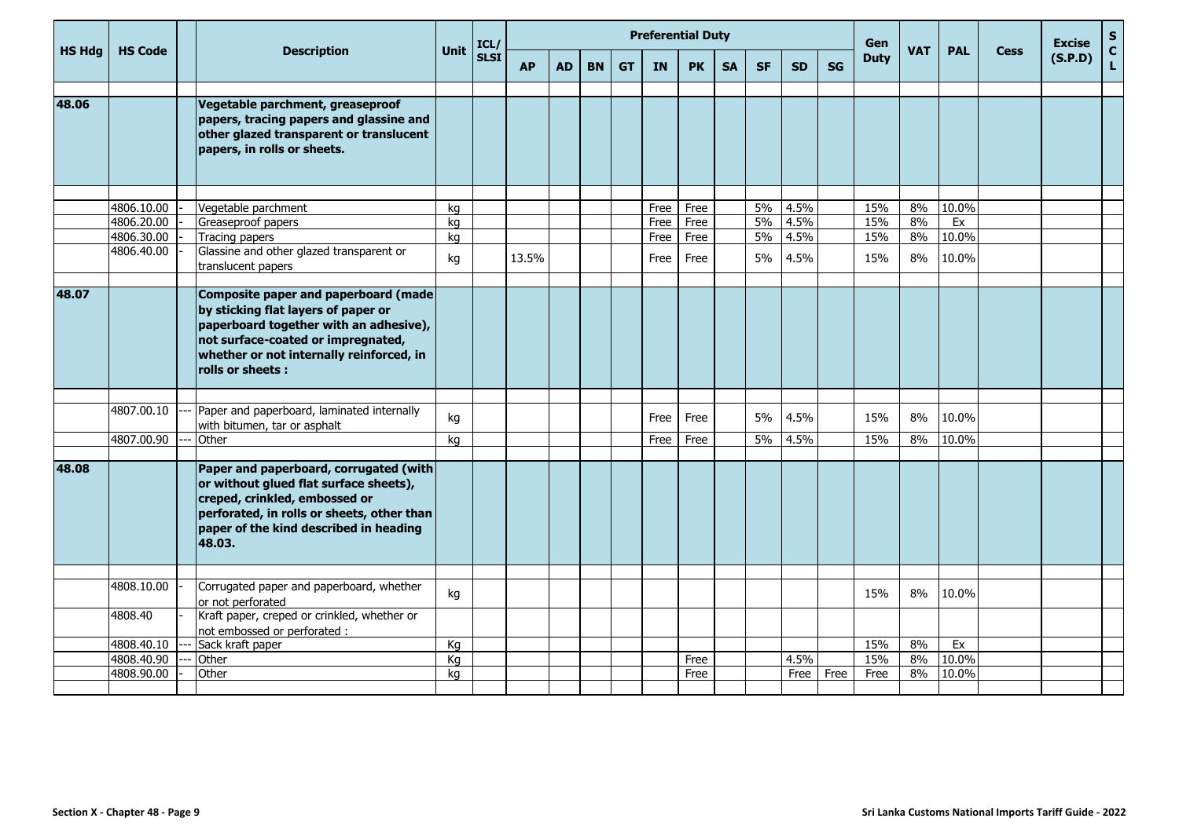| HS Hdg | HS Code | | Description | Unit | ICL/ SLSI | Preferential Duty | | | | | | | | | | Gen Duty | VAT | PAL | Cess | Excise (S.P.D) | S C L |
|---|---|---|---|---|---|---|---|---|---|---|---|---|---|---|---|---|---|---|---|---|---|
| | | | | | | AP | AD | BN | GT | IN | PK | SA | SF | SD | SG | | | | | | |
| **48.06** | | | **Vegetable parchment, greaseproof papers, tracing papers and glassine and other glazed transparent or translucent papers, in rolls or sheets.** | | | | | | | | | | | | | | | | | | |
| | 4806.10.00 | - | Vegetable parchment | kg | | | | | | Free | Free | | 5% | 4.5% | | 15% | 8% | 10.0% | | | |
| | 4806.20.00 | - | Greaseproof papers | kg | | | | | | Free | Free | | 5% | 4.5% | | 15% | 8% | Ex | | | |
| | 4806.30.00 | - | Tracing papers | kg | | | | | | Free | Free | | 5% | 4.5% | | 15% | 8% | 10.0% | | | |
| | 4806.40.00 | - | Glassine and other glazed transparent or translucent papers | kg | | 13.5% | | | | Free | Free | | 5% | 4.5% | | 15% | 8% | 10.0% | | | |
| **48.07** | | | **Composite paper and paperboard (made by sticking flat layers of paper or paperboard together with an adhesive), not surface-coated or impregnated, whether or not internally reinforced, in rolls or sheets :** | | | | | | | | | | | | | | | | | | |
| | 4807.00.10 | --- | Paper and paperboard, laminated internally with bitumen, tar or asphalt | kg | | | | | | Free | Free | | 5% | 4.5% | | 15% | 8% | 10.0% | | | |
| | 4807.00.90 | --- | Other | kg | | | | | | Free | Free | | 5% | 4.5% | | 15% | 8% | 10.0% | | | |
| **48.08** | | | **Paper and paperboard, corrugated (with or without glued flat surface sheets), creped, crinkled, embossed or perforated, in rolls or sheets, other than paper of the kind described in heading 48.03.** | | | | | | | | | | | | | | | | | | |
| | 4808.10.00 | - | Corrugated paper and paperboard, whether or not perforated | kg | | | | | | | | | | | | 15% | 8% | 10.0% | | | |
| | 4808.40 | - | Kraft paper, creped or crinkled, whether or not embossed or perforated : | | | | | | | | | | | | | | | | | | |
| | 4808.40.10 | --- | Sack kraft paper | Kg | | | | | | | | | | | | 15% | 8% | Ex | | | |
| | 4808.40.90 | --- | Other | Kg | | | | | | | Free | | | 4.5% | | 15% | 8% | 10.0% | | | |
| | 4808.90.00 | - | Other | kg | | | | | | | Free | | | Free | Free | Free | 8% | 10.0% | | | |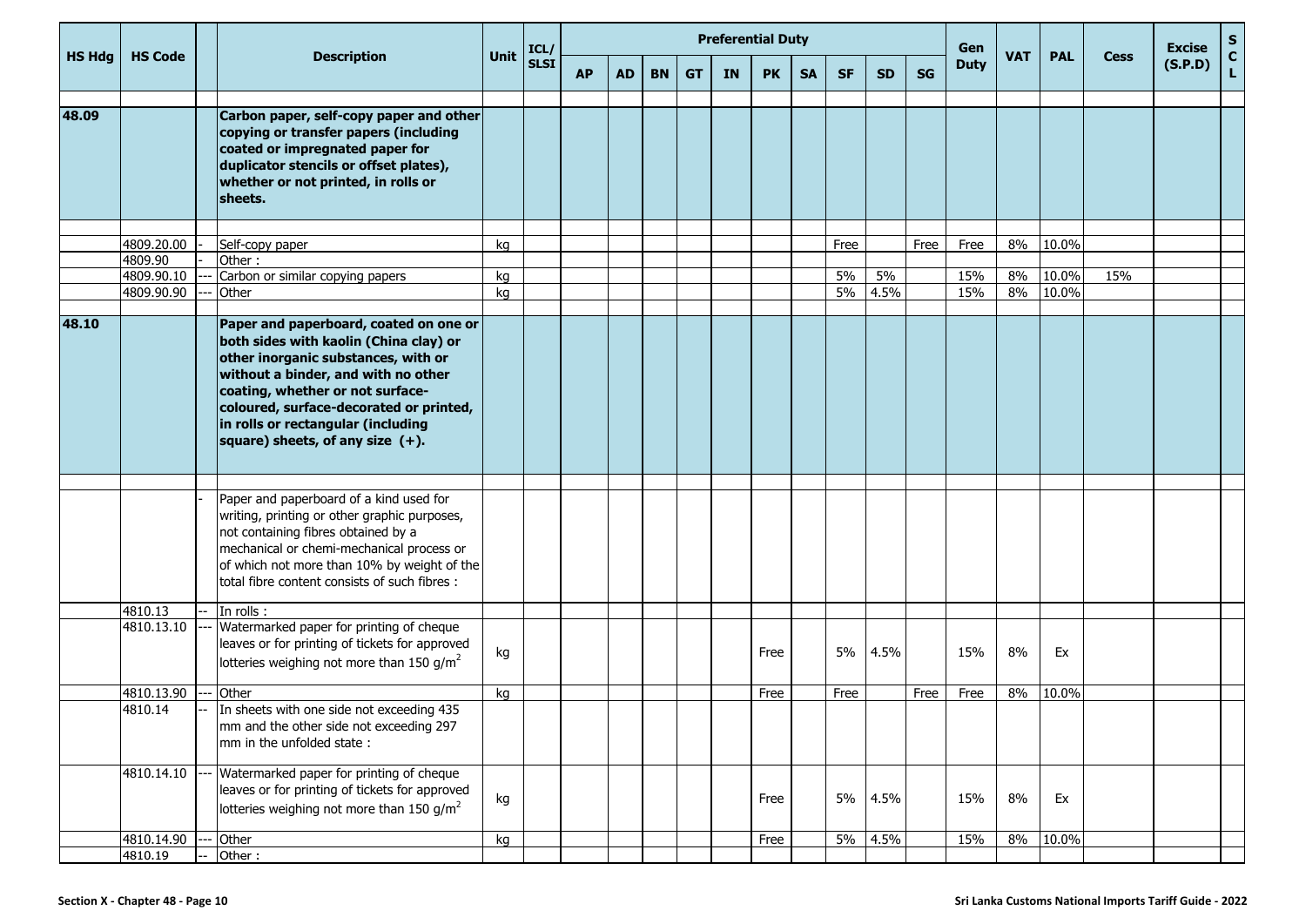| HS Hdg | HS Code | | Description | Unit | ICL/ SLSI | Preferential Duty | | | | | | | | | | Gen Duty | VAT | PAL | Cess | Excise (S.P.D) | S C L |
|---|---|---|---|---|---|---|---|---|---|---|---|---|---|---|---|---|---|---|---|---|---|
| | | | | | | AP | AD | BN | GT | IN | PK | SA | SF | SD | SG | | | | | | |
| **48.09** | | | **Carbon paper, self-copy paper and other copying or transfer papers (including coated or impregnated paper for duplicator stencils or offset plates), whether or not printed, in rolls or sheets.** | | | | | | | | | | | | | | | | | | |
| | 4809.20.00 | - | Self-copy paper | kg | | | | | | | | | Free | | Free | Free | 8% | 10.0% | | | |
| | 4809.90 | - | Other : | | | | | | | | | | | | | | | | | | |
| | 4809.90.10 | --- | Carbon or similar copying papers | kg | | | | | | | | | 5% | 5% | | 15% | 8% | 10.0% | 15% | | |
| | 4809.90.90 | --- | Other | kg | | | | | | | | | 5% | 4.5% | | 15% | 8% | 10.0% | | | |
| **48.10** | | | **Paper and paperboard, coated on one or both sides with kaolin (China clay) or other inorganic substances, with or without a binder, and with no other coating, whether or not surface-coloured, surface-decorated or printed, in rolls or rectangular (including square) sheets, of any size (+).** | | | | | | | | | | | | | | | | | | |
| | | - | Paper and paperboard of a kind used for writing, printing or other graphic purposes, not containing fibres obtained by a mechanical or chemi-mechanical process or of which not more than 10% by weight of the total fibre content consists of such fibres : | | | | | | | | | | | | | | | | | | |
| | 4810.13 | -- | In rolls : | | | | | | | | | | | | | | | | | | |
| | 4810.13.10 | --- | Watermarked paper for printing of cheque leaves or for printing of tickets for approved lotteries weighing not more than 150 g/m$^2$ | kg | | | | | | | Free | | 5% | 4.5% | | 15% | 8% | Ex | | | |
| | 4810.13.90 | --- | Other | kg | | | | | | | Free | | Free | | Free | Free | 8% | 10.0% | | | |
| | 4810.14 | -- | In sheets with one side not exceeding 435 mm and the other side not exceeding 297 mm in the unfolded state : | | | | | | | | | | | | | | | | | | |
| | 4810.14.10 | --- | Watermarked paper for printing of cheque leaves or for printing of tickets for approved lotteries weighing not more than 150 g/m$^2$ | kg | | | | | | | Free | | 5% | 4.5% | | 15% | 8% | Ex | | | |
| | 4810.14.90 | --- | Other | kg | | | | | | | Free | | 5% | 4.5% | | 15% | 8% | 10.0% | | | |
| | 4810.19 | -- | Other : | | | | | | | | | | | | | | | | | | |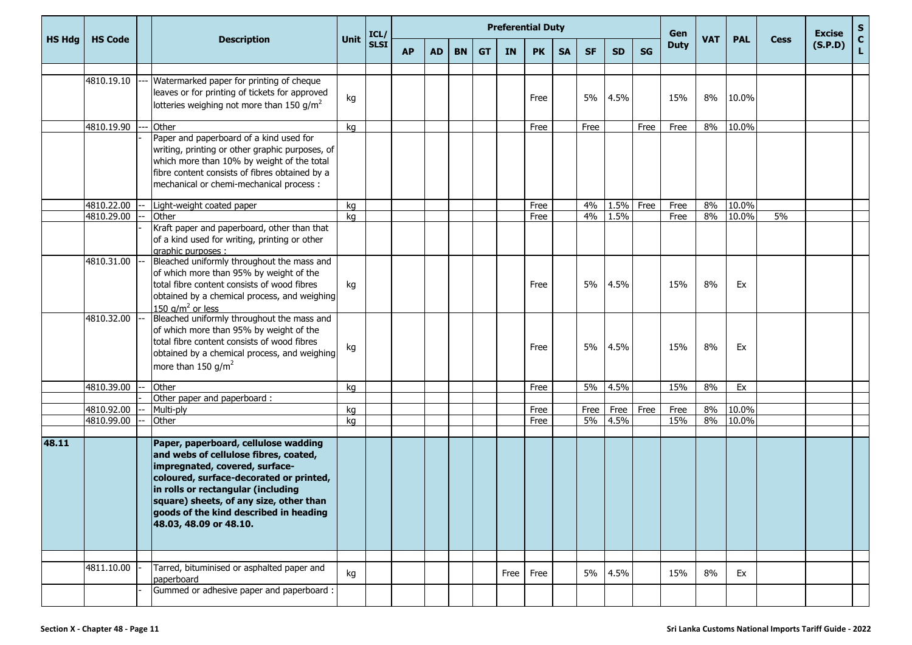| HS Hdg | HS Code | | Description | Unit | ICL/ SLSI | Preferential Duty | | | | | | | | | | Gen Duty | VAT | PAL | Cess | Excise (S.P.D) | S C L |
|---|---|---|---|---|---|---|---|---|---|---|---|---|---|---|---|---|---|---|---|---|---|
| | | | | | | AP | AD | BN | GT | IN | PK | SA | SF | SD | SG | | | | | | |
| | 4810.19.10 | --- | Watermarked paper for printing of cheque leaves or for printing of tickets for approved lotteries weighing not more than 150 g/m$^2$ | kg | | | | | | | Free | | 5% | 4.5% | | 15% | 8% | 10.0% | | | |
| | 4810.19.90 | --- | Other | kg | | | | | | | Free | | Free | | Free | Free | 8% | 10.0% | | | |
| | | - | Paper and paperboard of a kind used for writing, printing or other graphic purposes, of which more than 10% by weight of the total fibre content consists of fibres obtained by a mechanical or chemi-mechanical process : | | | | | | | | | | | | | | | | | | |
| | 4810.22.00 | -- | Light-weight coated paper | kg | | | | | | | Free | | 4% | 1.5% | Free | Free | 8% | 10.0% | | | |
| | 4810.29.00 | -- | Other | kg | | | | | | | Free | | 4% | 1.5% | | Free | 8% | 10.0% | 5% | | |
| | | - | Kraft paper and paperboard, other than that of a kind used for writing, printing or other graphic purposes : | | | | | | | | | | | | | | | | | | |
| | 4810.31.00 | -- | Bleached uniformly throughout the mass and of which more than 95% by weight of the total fibre content consists of wood fibres obtained by a chemical process, and weighing 150 g/m$^2$ or less | kg | | | | | | | Free | | 5% | 4.5% | | 15% | 8% | Ex | | | |
| | 4810.32.00 | -- | Bleached uniformly throughout the mass and of which more than 95% by weight of the total fibre content consists of wood fibres obtained by a chemical process, and weighing more than 150 g/m$^2$ | kg | | | | | | | Free | | 5% | 4.5% | | 15% | 8% | Ex | | | |
| | 4810.39.00 | -- | Other | kg | | | | | | | Free | | 5% | 4.5% | | 15% | 8% | Ex | | | |
| | | - | Other paper and paperboard : | | | | | | | | | | | | | | | | | | |
| | 4810.92.00 | -- | Multi-ply | kg | | | | | | | Free | | Free | Free | Free | Free | 8% | 10.0% | | | |
| | 4810.99.00 | -- | Other | kg | | | | | | | Free | | 5% | 4.5% | | 15% | 8% | 10.0% | | | |
| **48.11** | | | **Paper, paperboard, cellulose wadding and webs of cellulose fibres, coated, impregnated, covered, surface-coloured, surface-decorated or printed, in rolls or rectangular (including square) sheets, of any size, other than goods of the kind described in heading 48.03, 48.09 or 48.10.** | | | | | | | | | | | | | | | | | | |
| | 4811.10.00 | - | Tarred, bituminised or asphalted paper and paperboard | kg | | | | | | Free | Free | | 5% | 4.5% | | 15% | 8% | Ex | | | |
| | | - | Gummed or adhesive paper and paperboard : | | | | | | | | | | | | | | | | | | |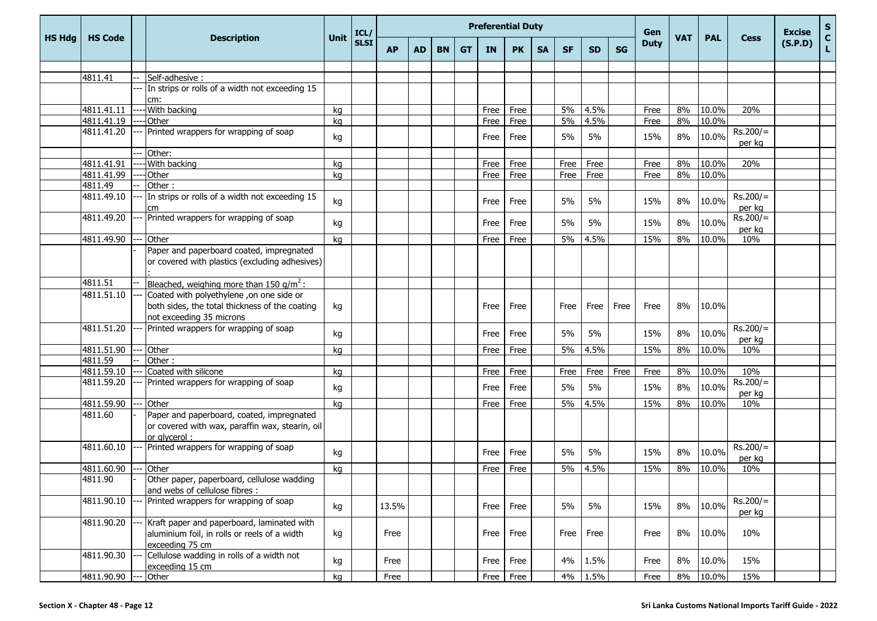| HS Hdg | HS Code | | Description | Unit | ICL/ SLSI | Preferential Duty | | | | | | | | | | Gen Duty | VAT | PAL | Cess | Excise (S.P.D) | S C L |
|---|---|---|---|---|---|---|---|---|---|---|---|---|---|---|---|---|---|---|---|---|---|
| | | | | | | AP | AD | BN | GT | IN | PK | SA | SF | SD | SG | | | | | | |
| | | | | | | | | | | | | | | | | | | | | | |
| | 4811.41 | -- | Self-adhesive : | | | | | | | | | | | | | | | | | | |
| | | --- | In strips or rolls of a width not exceeding 15 cm: | | | | | | | | | | | | | | | | | | |
| | 4811.41.11 | ---- | With backing | kg | | | | | | Free | Free | | 5% | 4.5% | | Free | 8% | 10.0% | 20% | | |
| | 4811.41.19 | ---- | Other | kg | | | | | | Free | Free | | 5% | 4.5% | | Free | 8% | 10.0% | | | |
| | 4811.41.20 | --- | Printed wrappers for wrapping of soap | kg | | | | | | Free | Free | | 5% | 5% | | 15% | 8% | 10.0% | Rs.200/= per kg | | |
| | | --- | Other: | | | | | | | | | | | | | | | | | | |
| | 4811.41.91 | ---- | With backing | kg | | | | | | Free | Free | | Free | Free | | Free | 8% | 10.0% | 20% | | |
| | 4811.41.99 | ---- | Other | kg | | | | | | Free | Free | | Free | Free | | Free | 8% | 10.0% | | | |
| | 4811.49 | -- | Other : | | | | | | | | | | | | | | | | | | |
| | 4811.49.10 | --- | In strips or rolls of a width not exceeding 15 cm | kg | | | | | | Free | Free | | 5% | 5% | | 15% | 8% | 10.0% | Rs.200/= per kg | | |
| | 4811.49.20 | --- | Printed wrappers for wrapping of soap | kg | | | | | | Free | Free | | 5% | 5% | | 15% | 8% | 10.0% | Rs.200/= per kg | | |
| | 4811.49.90 | --- | Other | kg | | | | | | Free | Free | | 5% | 4.5% | | 15% | 8% | 10.0% | 10% | | |
| | | - | Paper and paperboard coated, impregnated or covered with plastics (excluding adhesives) : | | | | | | | | | | | | | | | | | | |
| | 4811.51 | -- | Bleached, weighing more than 150 g/m$^2$ : | | | | | | | | | | | | | | | | | | |
| | 4811.51.10 | --- | Coated with polyethylene ,on one side or both sides, the total thickness of the coating not exceeding 35 microns | kg | | | | | | Free | Free | | Free | Free | Free | Free | 8% | 10.0% | | | |
| | 4811.51.20 | --- | Printed wrappers for wrapping of soap | kg | | | | | | Free | Free | | 5% | 5% | | 15% | 8% | 10.0% | Rs.200/= per kg | | |
| | 4811.51.90 | --- | Other | kg | | | | | | Free | Free | | 5% | 4.5% | | 15% | 8% | 10.0% | 10% | | |
| | 4811.59 | -- | Other : | | | | | | | | | | | | | | | | | | |
| | 4811.59.10 | --- | Coated with silicone | kg | | | | | | Free | Free | | Free | Free | Free | Free | 8% | 10.0% | 10% | | |
| | 4811.59.20 | --- | Printed wrappers for wrapping of soap | kg | | | | | | Free | Free | | 5% | 5% | | 15% | 8% | 10.0% | Rs.200/= per kg | | |
| | 4811.59.90 | --- | Other | kg | | | | | | Free | Free | | 5% | 4.5% | | 15% | 8% | 10.0% | 10% | | |
| | 4811.60 | - | Paper and paperboard, coated, impregnated or covered with wax, paraffin wax, stearin, oil or glycerol : | | | | | | | | | | | | | | | | | | |
| | 4811.60.10 | --- | Printed wrappers for wrapping of soap | kg | | | | | | Free | Free | | 5% | 5% | | 15% | 8% | 10.0% | Rs.200/= per kg | | |
| | 4811.60.90 | --- | Other | kg | | | | | | Free | Free | | 5% | 4.5% | | 15% | 8% | 10.0% | 10% | | |
| | 4811.90 | - | Other paper, paperboard, cellulose wadding and webs of cellulose fibres : | | | | | | | | | | | | | | | | | | |
| | 4811.90.10 | --- | Printed wrappers for wrapping of soap | kg | | 13.5% | | | | Free | Free | | 5% | 5% | | 15% | 8% | 10.0% | Rs.200/= per kg | | |
| | 4811.90.20 | --- | Kraft paper and paperboard, laminated with aluminium foil, in rolls or reels of a width exceeding 75 cm | kg | | Free | | | | Free | Free | | Free | Free | | Free | 8% | 10.0% | 10% | | |
| | 4811.90.30 | --- | Cellulose wadding in rolls of a width not exceeding 15 cm | kg | | Free | | | | Free | Free | | 4% | 1.5% | | Free | 8% | 10.0% | 15% | | |
| | 4811.90.90 | --- | Other | kg | | Free | | | | Free | Free | | 4% | 1.5% | | Free | 8% | 10.0% | 15% | | |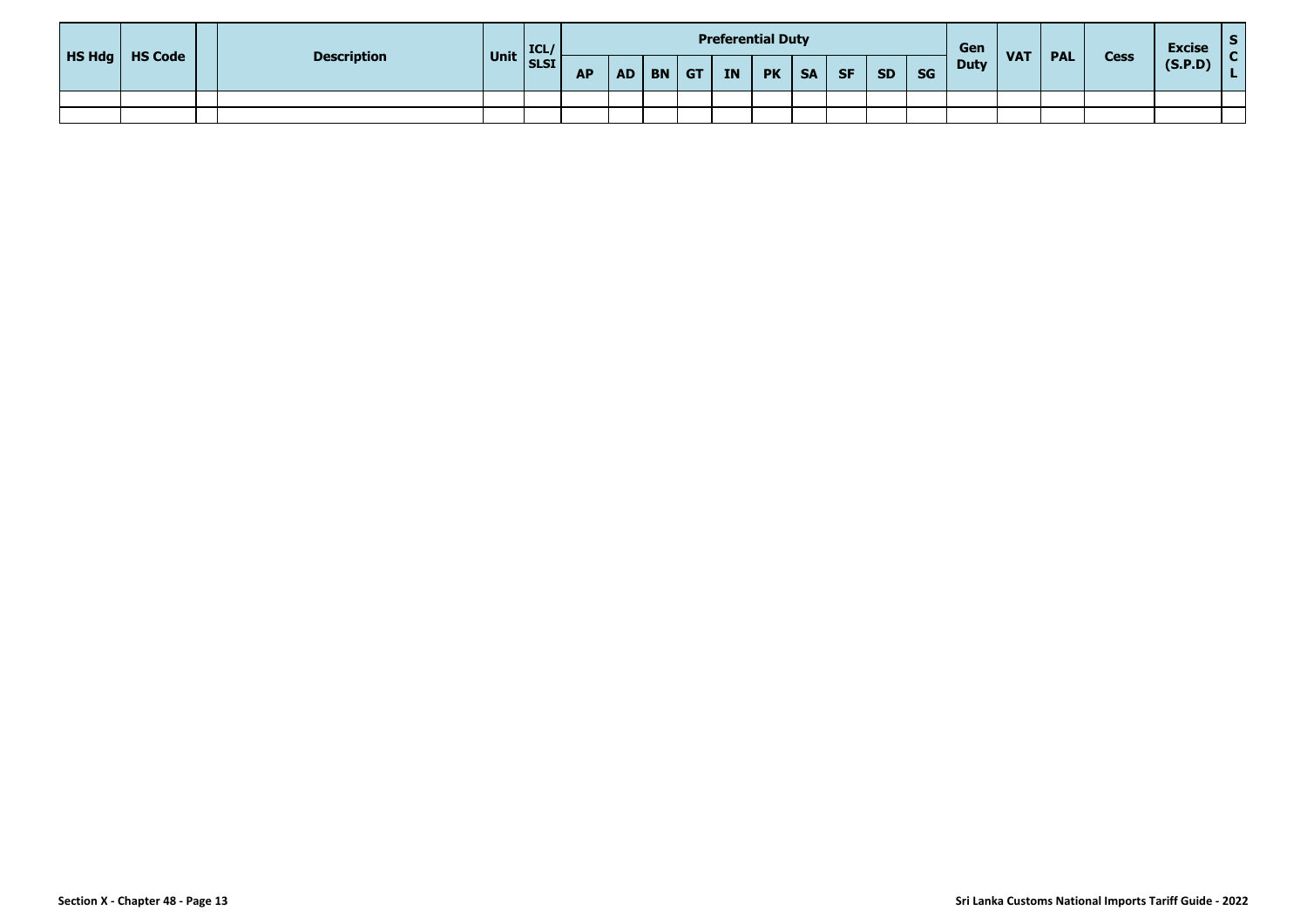| HS Hdg | HS Code | | Description | Unit | ICL/ SLSI | Preferential Duty | | | | | | | | | | Gen Duty | VAT | PAL | Cess | Excise (S.P.D) | S C L |
|---|---|---|---|---|---|---|---|---|---|---|---|---|---|---|---|---|---|---|---|---|---|
| | | | | | | AP | AD | BN | GT | IN | PK | SA | SF | SD | SG | | | | | | |
| | | | | | | | | | | | | | | | | | | | | | |
| | | | | | | | | | | | | | | | | | | | | | |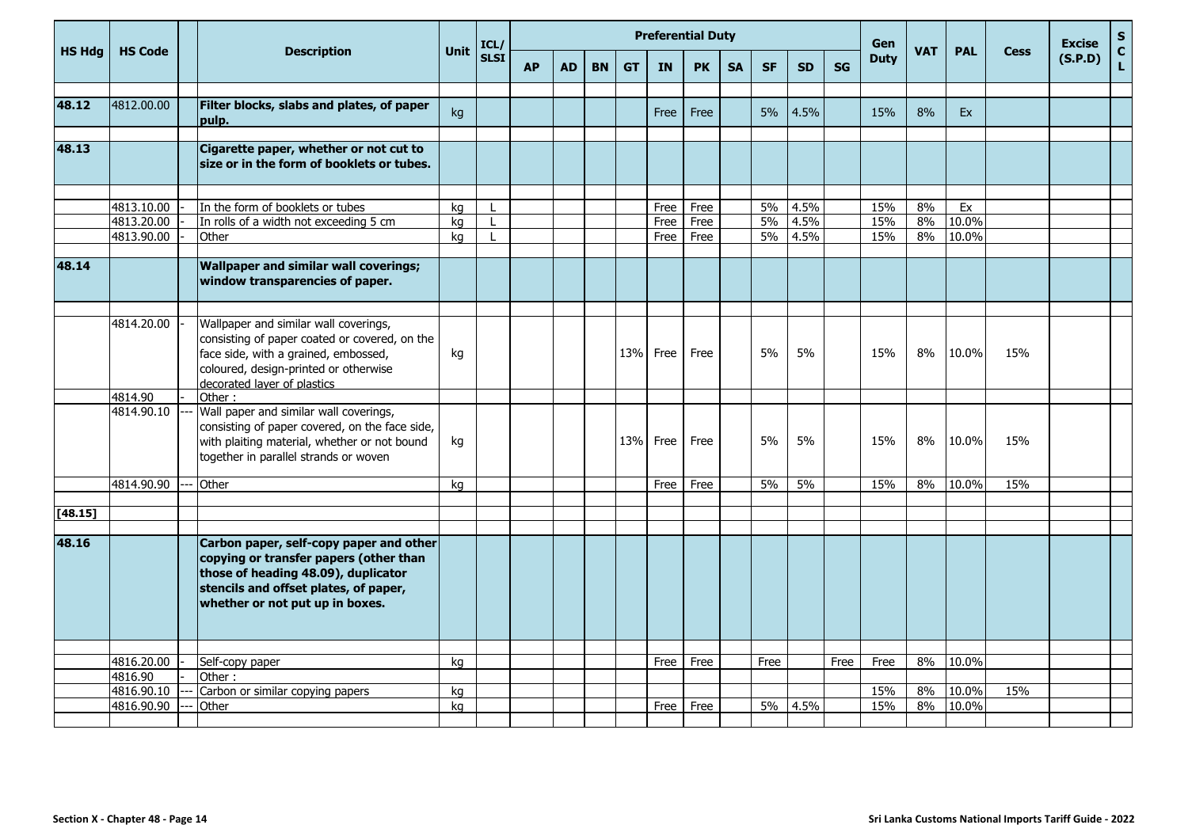| HS Hdg | HS Code | | Description | Unit | ICL/ SLSI | Preferential Duty | | | | | | | | | | Gen Duty | VAT | PAL | Cess | Excise (S.P.D) | SCL |
|---|---|---|---|---|---|---|---|---|---|---|---|---|---|---|---|---|---|---|---|---|---|
| | | | | | | AP | AD | BN | GT | IN | PK | SA | SF | SD | SG | | | | | | |
| **48.12** | 4812.00.00 | | **Filter blocks, slabs and plates, of paper pulp.** | kg | | | | | | Free | Free | | 5% | 4.5% | | 15% | 8% | Ex | | | |
| **48.13** | | | **Cigarette paper, whether or not cut to size or in the form of booklets or tubes.** | | | | | | | | | | | | | | | | | | |
| | 4813.10.00 | - | In the form of booklets or tubes | kg | L | | | | | Free | Free | | 5% | 4.5% | | 15% | 8% | Ex | | | |
| | 4813.20.00 | - | In rolls of a width not exceeding 5 cm | kg | L | | | | | Free | Free | | 5% | 4.5% | | 15% | 8% | 10.0% | | | |
| | 4813.90.00 | - | Other | kg | L | | | | | Free | Free | | 5% | 4.5% | | 15% | 8% | 10.0% | | | |
| **48.14** | | | **Wallpaper and similar wall coverings; window transparencies of paper.** | | | | | | | | | | | | | | | | | | |
| | 4814.20.00 | - | Wallpaper and similar wall coverings, consisting of paper coated or covered, on the face side, with a grained, embossed, coloured, design-printed or otherwise decorated layer of plastics | kg | | | | | 13% | Free | Free | | 5% | 5% | | 15% | 8% | 10.0% | 15% | | |
| | 4814.90 | - | Other : | | | | | | | | | | | | | | | | | | |
| | 4814.90.10 | --- | Wall paper and similar wall coverings, consisting of paper covered, on the face side, with plaiting material, whether or not bound together in parallel strands or woven | kg | | | | | 13% | Free | Free | | 5% | 5% | | 15% | 8% | 10.0% | 15% | | |
| | 4814.90.90 | --- | Other | kg | | | | | | Free | Free | | 5% | 5% | | 15% | 8% | 10.0% | 15% | | |
| **[48.15]** | | | | | | | | | | | | | | | | | | | | | |
| **48.16** | | | **Carbon paper, self-copy paper and other copying or transfer papers (other than those of heading 48.09), duplicator stencils and offset plates, of paper, whether or not put up in boxes.** | | | | | | | | | | | | | | | | | | |
| | 4816.20.00 | - | Self-copy paper | kg | | | | | | Free | Free | | Free | | Free | Free | 8% | 10.0% | | | |
| | 4816.90 | - | Other : | | | | | | | | | | | | | | | | | | |
| | 4816.90.10 | --- | Carbon or similar copying papers | kg | | | | | | | | | | | | 15% | 8% | 10.0% | 15% | | |
| | 4816.90.90 | --- | Other | kg | | | | | | Free | Free | | 5% | 4.5% | | 15% | 8% | 10.0% | | | |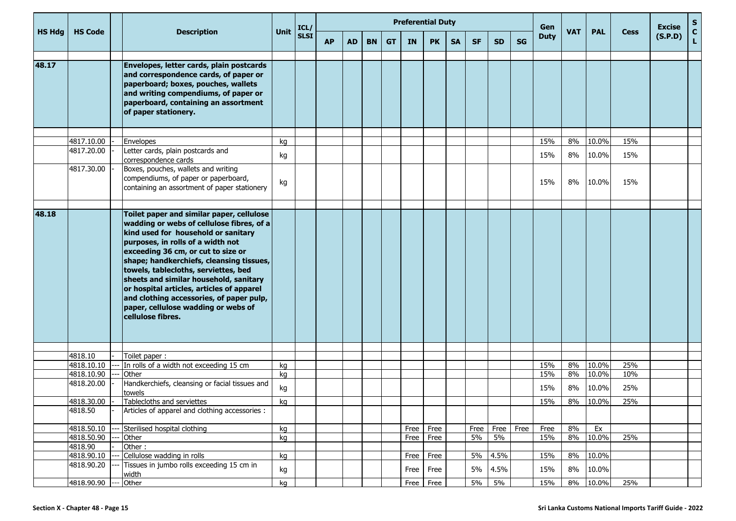| HS Hdg | HS Code | | Description | Unit | ICL/ SLSI | Preferential Duty | | | | | | | | | | Gen Duty | VAT | PAL | Cess | Excise (S.P.D) | S C L |
|---|---|---|---|---|---|---|---|---|---|---|---|---|---|---|---|---|---|---|---|---|---|
| | | | | | | AP | AD | BN | GT | IN | PK | SA | SF | SD | SG | | | | | | |
| 48.17 | | | **Envelopes, letter cards, plain postcards and correspondence cards, of paper or paperboard; boxes, pouches, wallets and writing compendiums, of paper or paperboard, containing an assortment of paper stationery.** | | | | | | | | | | | | | | | | | | |
| | 4817.10.00 | - | Envelopes | kg | | | | | | | | | | | | 15% | 8% | 10.0% | 15% | | |
| | 4817.20.00 | - | Letter cards, plain postcards and correspondence cards | kg | | | | | | | | | | | | 15% | 8% | 10.0% | 15% | | |
| | 4817.30.00 | - | Boxes, pouches, wallets and writing compendiums, of paper or paperboard, containing an assortment of paper stationery | kg | | | | | | | | | | | | 15% | 8% | 10.0% | 15% | | |
| 48.18 | | | **Toilet paper and similar paper, cellulose wadding or webs of cellulose fibres, of a kind used for household or sanitary purposes, in rolls of a width not exceeding 36 cm, or cut to size or shape; handkerchiefs, cleansing tissues, towels, tablecloths, serviettes, bed sheets and similar household, sanitary or hospital articles, articles of apparel and clothing accessories, of paper pulp, paper, cellulose wadding or webs of cellulose fibres.** | | | | | | | | | | | | | | | | | | |
| | 4818.10 | - | Toilet paper : | | | | | | | | | | | | | | | | | | |
| | 4818.10.10 | --- | In rolls of a width not exceeding 15 cm | kg | | | | | | | | | | | | 15% | 8% | 10.0% | 25% | | |
| | 4818.10.90 | --- | Other | kg | | | | | | | | | | | | 15% | 8% | 10.0% | 10% | | |
| | 4818.20.00 | - | Handkerchiefs, cleansing or facial tissues and towels | kg | | | | | | | | | | | | 15% | 8% | 10.0% | 25% | | |
| | 4818.30.00 | - | Tablecloths and serviettes | kg | | | | | | | | | | | | 15% | 8% | 10.0% | 25% | | |
| | 4818.50 | - | Articles of apparel and clothing accessories : | | | | | | | | | | | | | | | | | | |
| | 4818.50.10 | --- | Sterilised hospital clothing | kg | | | | | | Free | Free | | Free | Free | Free | Free | 8% | Ex | | | |
| | 4818.50.90 | --- | Other | kg | | | | | | Free | Free | | 5% | 5% | | 15% | 8% | 10.0% | 25% | | |
| | 4818.90 | - | Other : | | | | | | | | | | | | | | | | | | |
| | 4818.90.10 | --- | Cellulose wadding in rolls | kg | | | | | | Free | Free | | 5% | 4.5% | | 15% | 8% | 10.0% | | | |
| | 4818.90.20 | --- | Tissues in jumbo rolls exceeding 15 cm in width | kg | | | | | | Free | Free | | 5% | 4.5% | | 15% | 8% | 10.0% | | | |
| | 4818.90.90 | --- | Other | kg | | | | | | Free | Free | | 5% | 5% | | 15% | 8% | 10.0% | 25% | | |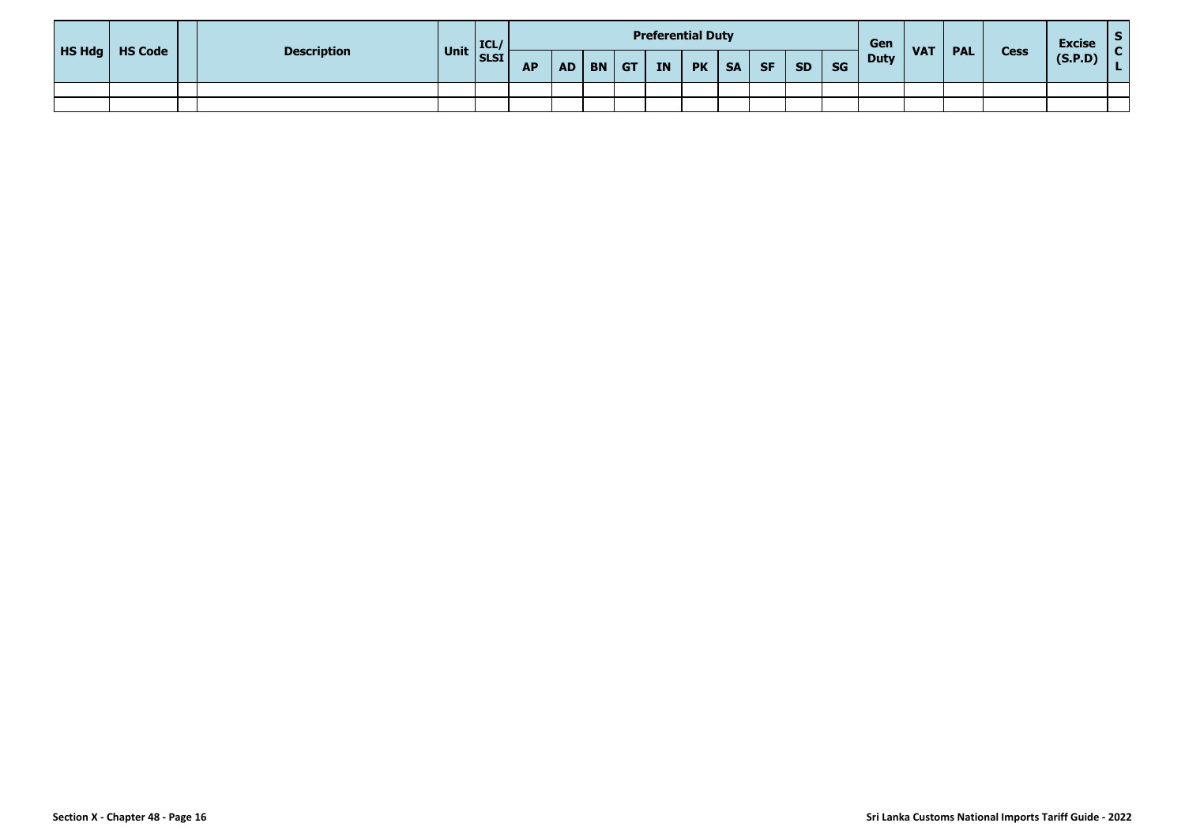| HS Hdg | HS Code | | Description | Unit | ICL/ SLSI | Preferential Duty | | | | | | | | | | Gen Duty | VAT | PAL | Cess | Excise (S.P.D) | S C L |
|---|---|---|---|---|---|---|---|---|---|---|---|---|---|---|---|---|---|---|---|---|---|
| | | | | | | AP | AD | BN | GT | IN | PK | SA | SF | SD | SG | | | | | | |
| | | | | | | | | | | | | | | | | | | | | | |
| | | | | | | | | | | | | | | | | | | | | | |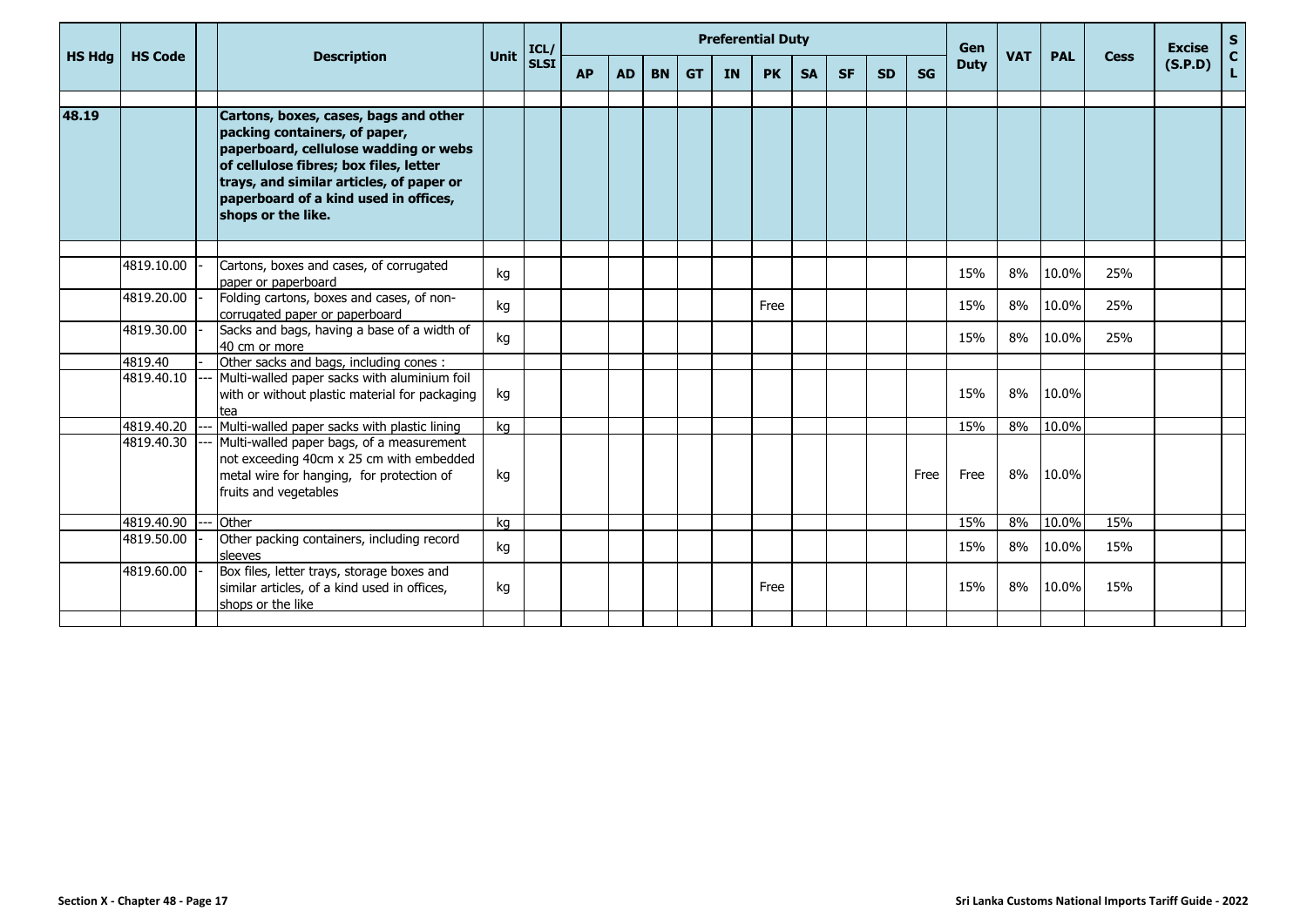| HS Hdg | HS Code | | Description | Unit | ICL/ SLSI | Preferential Duty | | | | | | | | | | Gen Duty | VAT | PAL | Cess | Excise (S.P.D) | SCL |
|---|---|---|---|---|---|---|---|---|---|---|---|---|---|---|---|---|---|---|---|---|---|
| | | | | | | AP | AD | BN | GT | IN | PK | SA | SF | SD | SG | | | | | | |
| **48.19** | | | **Cartons, boxes, cases, bags and other packing containers, of paper, paperboard, cellulose wadding or webs of cellulose fibres; box files, letter trays, and similar articles, of paper or paperboard of a kind used in offices, shops or the like.** | | | | | | | | | | | | | | | | | | |
| | 4819.10.00 | - | Cartons, boxes and cases, of corrugated paper or paperboard | kg | | | | | | | | | | | | 15% | 8% | 10.0% | 25% | | |
| | 4819.20.00 | - | Folding cartons, boxes and cases, of non-corrugated paper or paperboard | kg | | | | | | | Free | | | | | 15% | 8% | 10.0% | 25% | | |
| | 4819.30.00 | - | Sacks and bags, having a base of a width of 40 cm or more | kg | | | | | | | | | | | | 15% | 8% | 10.0% | 25% | | |
| | 4819.40 | - | Other sacks and bags, including cones : | | | | | | | | | | | | | | | | | | |
| | 4819.40.10 | --- | Multi-walled paper sacks with aluminium foil with or without plastic material for packaging tea | kg | | | | | | | | | | | | 15% | 8% | 10.0% | | | |
| | 4819.40.20 | --- | Multi-walled paper sacks with plastic lining | kg | | | | | | | | | | | | 15% | 8% | 10.0% | | | |
| | 4819.40.30 | --- | Multi-walled paper bags, of a measurement not exceeding 40cm x 25 cm with embedded metal wire for hanging, for protection of fruits and vegetables | kg | | | | | | | | | | | Free | Free | 8% | 10.0% | | | |
| | 4819.40.90 | --- | Other | kg | | | | | | | | | | | | 15% | 8% | 10.0% | 15% | | |
| | 4819.50.00 | - | Other packing containers, including record sleeves | kg | | | | | | | | | | | | 15% | 8% | 10.0% | 15% | | |
| | 4819.60.00 | - | Box files, letter trays, storage boxes and similar articles, of a kind used in offices, shops or the like | kg | | | | | | | Free | | | | | 15% | 8% | 10.0% | 15% | | |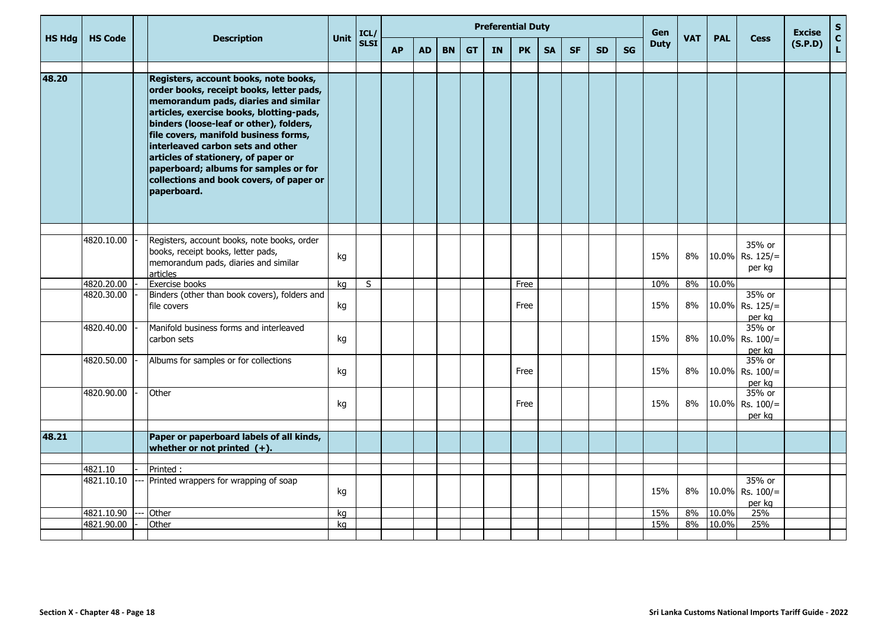| HS Hdg | HS Code | | Description | Unit | ICL/ SLSI | Preferential Duty | | | | | | | | | | Gen Duty | VAT | PAL | Cess | Excise (S.P.D) | S C L |
|---|---|---|---|---|---|---|---|---|---|---|---|---|---|---|---|---|---|---|---|---|---|
| | | | | | | AP | AD | BN | GT | IN | PK | SA | SF | SD | SG | | | | | | |
| 48.20 | | | **Registers, account books, note books, order books, receipt books, letter pads, memorandum pads, diaries and similar articles, exercise books, blotting-pads, binders (loose-leaf or other), folders, file covers, manifold business forms, interleaved carbon sets and other articles of stationery, of paper or paperboard; albums for samples or for collections and book covers, of paper or paperboard.** | | | | | | | | | | | | | | | | | | |
| | 4820.10.00 | - | Registers, account books, note books, order books, receipt books, letter pads, memorandum pads, diaries and similar articles | kg | | | | | | | | | | | | 15% | 8% | 10.0% | 35% or Rs. 125/= per kg | | |
| | 4820.20.00 | - | Exercise books | kg | S | | | | | | Free | | | | | 10% | 8% | 10.0% | | | |
| | 4820.30.00 | - | Binders (other than book covers), folders and file covers | kg | | | | | | | Free | | | | | 15% | 8% | 10.0% | 35% or Rs. 125/= per kg | | |
| | 4820.40.00 | - | Manifold business forms and interleaved carbon sets | kg | | | | | | | | | | | | 15% | 8% | 10.0% | 35% or Rs. 100/= per kg | | |
| | 4820.50.00 | - | Albums for samples or for collections | kg | | | | | | | Free | | | | | 15% | 8% | 10.0% | 35% or Rs. 100/= per kg | | |
| | 4820.90.00 | - | Other | kg | | | | | | | Free | | | | | 15% | 8% | 10.0% | 35% or Rs. 100/= per kg | | |
| 48.21 | | | **Paper or paperboard labels of all kinds, whether or not printed (+).** | | | | | | | | | | | | | | | | | | |
| | 4821.10 | - | Printed : | | | | | | | | | | | | | | | | | | |
| | 4821.10.10 | --- | Printed wrappers for wrapping of soap | kg | | | | | | | | | | | | 15% | 8% | 10.0% | 35% or Rs. 100/= per kg | | |
| | 4821.10.90 | --- | Other | kg | | | | | | | | | | | | 15% | 8% | 10.0% | 25% | | |
| | 4821.90.00 | - | Other | kg | | | | | | | | | | | | 15% | 8% | 10.0% | 25% | | |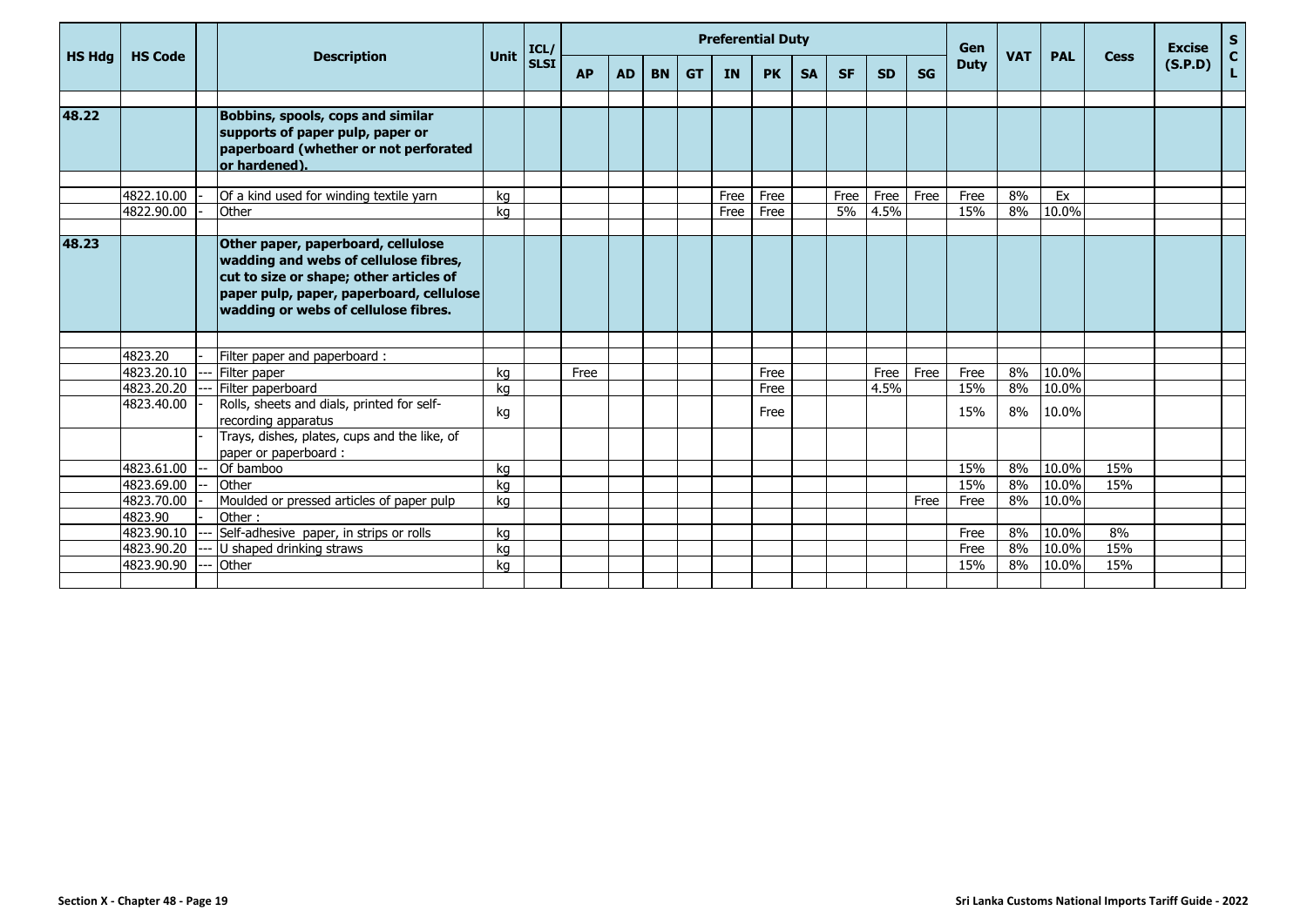| HS Hdg | HS Code | | Description | Unit | ICL/ SLSI | Preferential Duty | | | | | | | | | | Gen Duty | VAT | PAL | Cess | Excise (S.P.D) | S C L |
|---|---|---|---|---|---|---|---|---|---|---|---|---|---|---|---|---|---|---|---|---|---|
| | | | | | | AP | AD | BN | GT | IN | PK | SA | SF | SD | SG | | | | | | |
| 48.22 | | | **Bobbins, spools, cops and similar supports of paper pulp, paper or paperboard (whether or not perforated or hardened).** | | | | | | | | | | | | | | | | | | |
| | 4822.10.00 | - | Of a kind used for winding textile yarn | kg | | | | | | Free | Free | | Free | Free | Free | Free | 8% | Ex | | | |
| | 4822.90.00 | - | Other | kg | | | | | | Free | Free | | 5% | 4.5% | | 15% | 8% | 10.0% | | | |
| 48.23 | | | **Other paper, paperboard, cellulose wadding and webs of cellulose fibres, cut to size or shape; other articles of paper pulp, paper, paperboard, cellulose wadding or webs of cellulose fibres.** | | | | | | | | | | | | | | | | | | |
| | 4823.20 | - | Filter paper and paperboard : | | | | | | | | | | | | | | | | | | |
| | 4823.20.10 | --- | Filter paper | kg | | Free | | | | | Free | | | Free | Free | Free | 8% | 10.0% | | | |
| | 4823.20.20 | --- | Filter paperboard | kg | | | | | | | Free | | | 4.5% | | 15% | 8% | 10.0% | | | |
| | 4823.40.00 | - | Rolls, sheets and dials, printed for self-recording apparatus | kg | | | | | | | Free | | | | | 15% | 8% | 10.0% | | | |
| | | - | Trays, dishes, plates, cups and the like, of paper or paperboard : | | | | | | | | | | | | | | | | | | |
| | 4823.61.00 | -- | Of bamboo | kg | | | | | | | | | | | | 15% | 8% | 10.0% | 15% | | |
| | 4823.69.00 | -- | Other | kg | | | | | | | | | | | | 15% | 8% | 10.0% | 15% | | |
| | 4823.70.00 | - | Moulded or pressed articles of paper pulp | kg | | | | | | | | | | | Free | Free | 8% | 10.0% | | | |
| | 4823.90 | - | Other : | | | | | | | | | | | | | | | | | | |
| | 4823.90.10 | --- | Self-adhesive paper, in strips or rolls | kg | | | | | | | | | | | | Free | 8% | 10.0% | 8% | | |
| | 4823.90.20 | --- | U shaped drinking straws | kg | | | | | | | | | | | | Free | 8% | 10.0% | 15% | | |
| | 4823.90.90 | --- | Other | kg | | | | | | | | | | | | 15% | 8% | 10.0% | 15% | | |